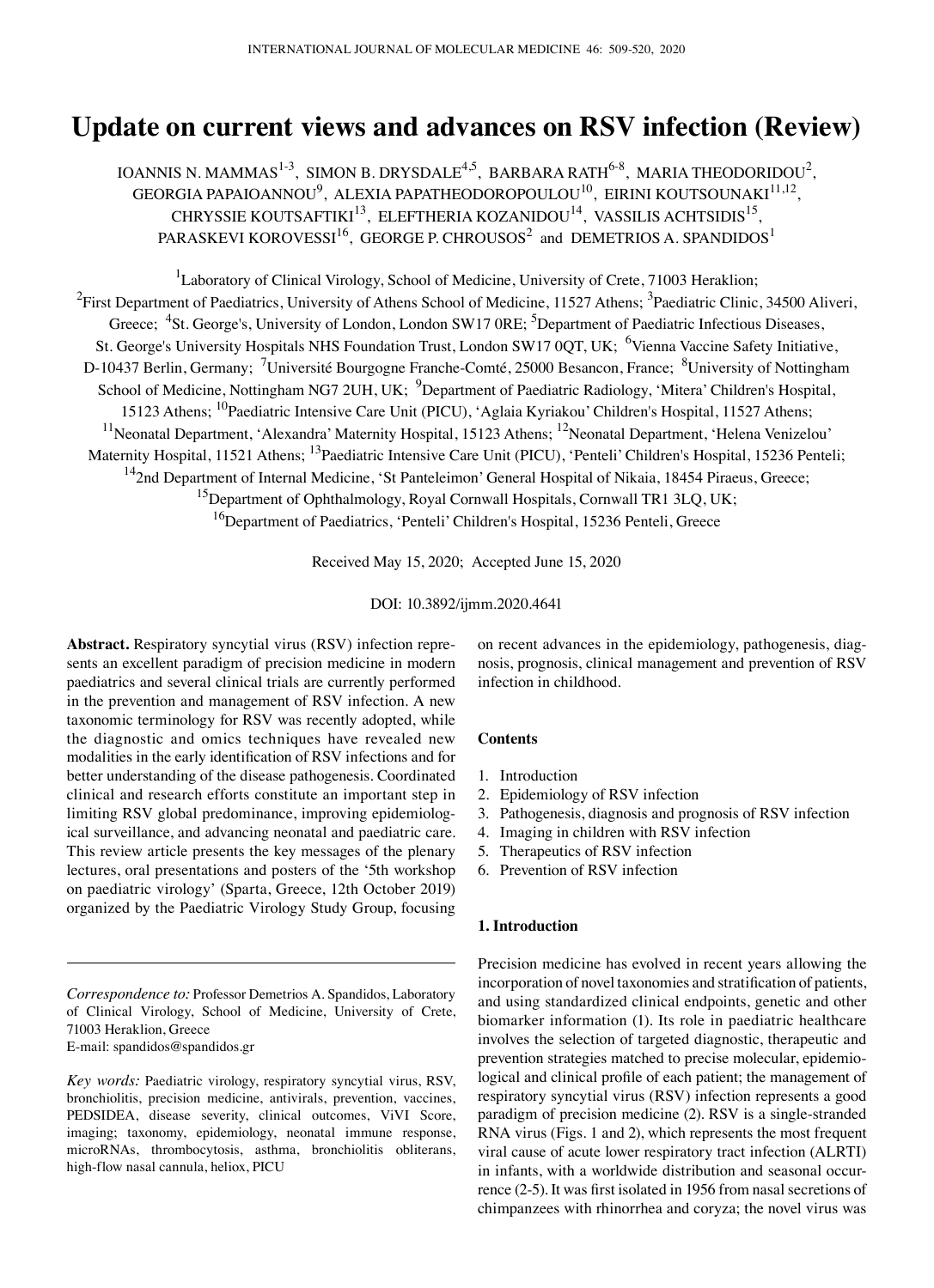# Update on current views and advances on RSV infection (Review)

IOANNIS N. MAMMAS[1-3], SIMON B. DRYSDALE[4,5], BARBARA RATH[6-8], MARIA THEODORIDOU[2], GEORGIA PAPAIOANNOU[9], ALEXIA PAPATHEODOROPOULOU[10], EIRINI KOUTSOUNAKI[11,12], CHRYSSIE KOUTSAFTIKI[13], ELEFTHERIA KOZANIDOU[14], VASSILIS ACHTSIDIS[15], PARASKEVI KOROVESSI[16], GEORGE P. CHROUSOS[2] and DEMETRIOS A. SPANDIDOS[1]

[1]Laboratory of Clinical Virology, School of Medicine, University of Crete, 71003 Heraklion; [2]First Department of Paediatrics, University of Athens School of Medicine, 11527 Athens; [3]Paediatric Clinic, 34500 Aliveri, Greece; [4]St. George's, University of London, London SW17 0RE; [5]Department of Paediatric Infectious Diseases, St. George's University Hospitals NHS Foundation Trust, London SW17 0QT, UK; [6]Vienna Vaccine Safety Initiative, D-10437 Berlin, Germany; [7]Université Bourgogne Franche-Comté, 25000 Besancon, France; [8]University of Nottingham School of Medicine, Nottingham NG7 2UH, UK; [9]Department of Paediatric Radiology, 'Mitera' Children's Hospital, 15123 Athens; [10]Paediatric Intensive Care Unit (PICU), 'Aglaia Kyriakou' Children's Hospital, 11527 Athens; [11]Neonatal Department, 'Alexandra' Maternity Hospital, 15123 Athens; [12]Neonatal Department, 'Helena Venizelou' Maternity Hospital, 11521 Athens; [13]Paediatric Intensive Care Unit (PICU), 'Penteli' Children's Hospital, 15236 Penteli; [14]2nd Department of Internal Medicine, 'St Panteleimon' General Hospital of Nikaia, 18454 Piraeus, Greece; [15]Department of Ophthalmology, Royal Cornwall Hospitals, Cornwall TR1 3LQ, UK; [16]Department of Paediatrics, 'Penteli' Children's Hospital, 15236 Penteli, Greece

Received May 15, 2020; Accepted June 15, 2020

DOI: 10.3892/ijmm.2020.4641

**Abstract.** Respiratory syncytial virus (RSV) infection represents an excellent paradigm of precision medicine in modern paediatrics and several clinical trials are currently performed in the prevention and management of RSV infection. A new taxonomic terminology for RSV was recently adopted, while the diagnostic and omics techniques have revealed new modalities in the early identification of RSV infections and for better understanding of the disease pathogenesis. Coordinated clinical and research efforts constitute an important step in limiting RSV global predominance, improving epidemiological surveillance, and advancing neonatal and paediatric care. This review article presents the key messages of the plenary lectures, oral presentations and posters of the '5th workshop on paediatric virology' (Sparta, Greece, 12th October 2019) organized by the Paediatric Virology Study Group, focusing on recent advances in the epidemiology, pathogenesis, diagnosis, prognosis, clinical management and prevention of RSV infection in childhood.

*Correspondence to:* Professor Demetrios A. Spandidos, Laboratory of Clinical Virology, School of Medicine, University of Crete, 71003 Heraklion, Greece
E-mail: spandidos@spandidos.gr

*Key words:* Paediatric virology, respiratory syncytial virus, RSV, bronchiolitis, precision medicine, antivirals, prevention, vaccines, PEDSIDEA, disease severity, clinical outcomes, ViVI Score, imaging; taxonomy, epidemiology, neonatal immune response, microRNAs, thrombocytosis, asthma, bronchiolitis obliterans, high-flow nasal cannula, heliox, PICU

## Contents

1. Introduction
2. Epidemiology of RSV infection
3. Pathogenesis, diagnosis and prognosis of RSV infection
4. Imaging in children with RSV infection
5. Therapeutics of RSV infection
6. Prevention of RSV infection

## 1. Introduction

Precision medicine has evolved in recent years allowing the incorporation of novel taxonomies and stratification of patients, and using standardized clinical endpoints, genetic and other biomarker information (1). Its role in paediatric healthcare involves the selection of targeted diagnostic, therapeutic and prevention strategies matched to precise molecular, epidemiological and clinical profile of each patient; the management of respiratory syncytial virus (RSV) infection represents a good paradigm of precision medicine (2). RSV is a single-stranded RNA virus (Figs. 1 and 2), which represents the most frequent viral cause of acute lower respiratory tract infection (ALRTI) in infants, with a worldwide distribution and seasonal occurrence (2-5). It was first isolated in 1956 from nasal secretions of chimpanzees with rhinorrhea and coryza; the novel virus was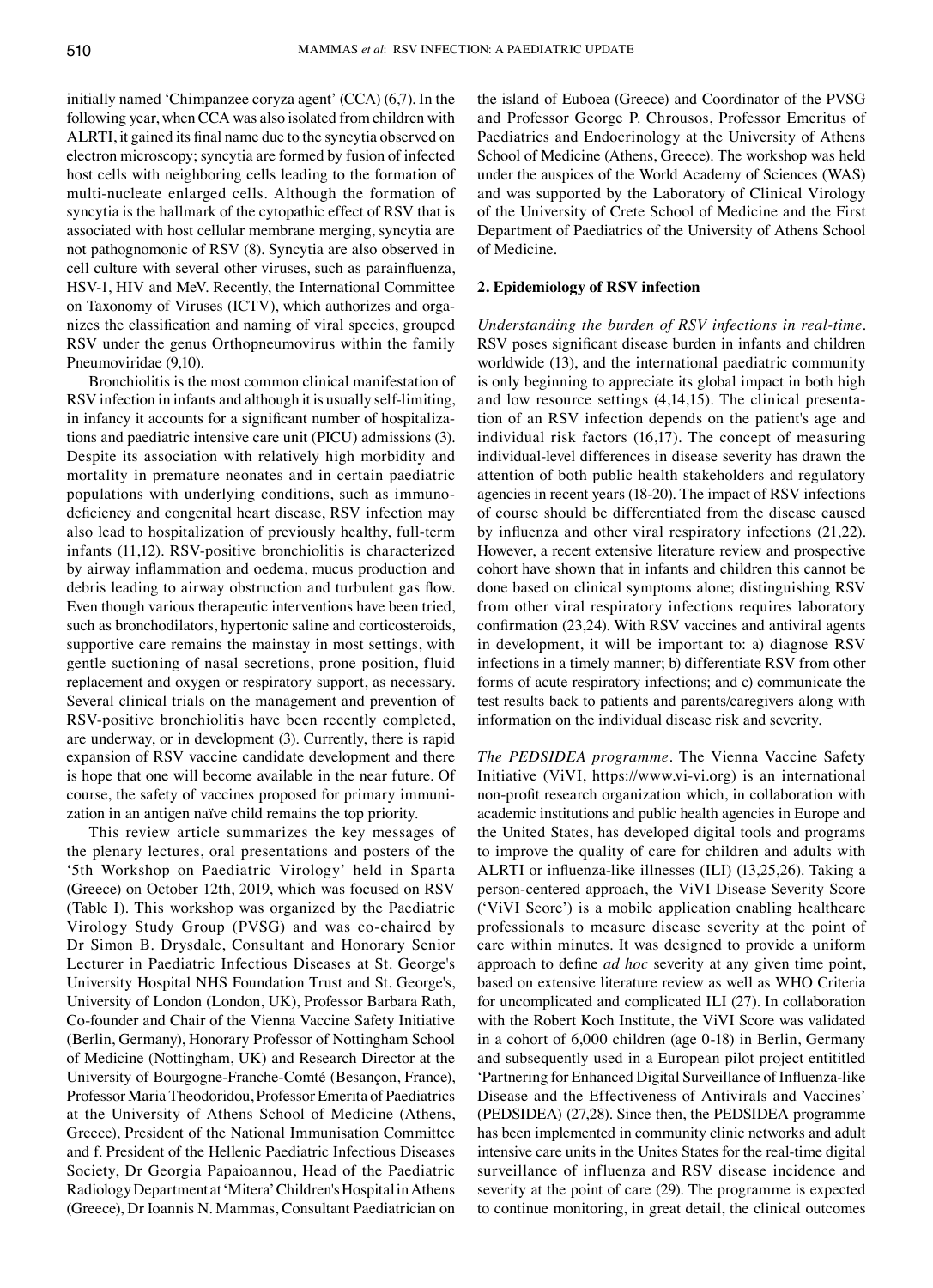initially named 'Chimpanzee coryza agent' (CCA) (6,7). In the following year, when CCA was also isolated from children with ALRTI, it gained its final name due to the syncytia observed on electron microscopy; syncytia are formed by fusion of infected host cells with neighboring cells leading to the formation of multi-nucleate enlarged cells. Although the formation of syncytia is the hallmark of the cytopathic effect of RSV that is associated with host cellular membrane merging, syncytia are not pathognomonic of RSV (8). Syncytia are also observed in cell culture with several other viruses, such as parainfluenza, HSV-1, HIV and MeV. Recently, the International Committee on Taxonomy of Viruses (ICTV), which authorizes and organizes the classification and naming of viral species, grouped RSV under the genus Orthopneumovirus within the family Pneumoviridae (9,10).

Bronchiolitis is the most common clinical manifestation of RSV infection in infants and although it is usually self-limiting, in infancy it accounts for a significant number of hospitalizations and paediatric intensive care unit (PICU) admissions (3). Despite its association with relatively high morbidity and mortality in premature neonates and in certain paediatric populations with underlying conditions, such as immunodeficiency and congenital heart disease, RSV infection may also lead to hospitalization of previously healthy, full-term infants (11,12). RSV-positive bronchiolitis is characterized by airway inflammation and oedema, mucus production and debris leading to airway obstruction and turbulent gas flow. Even though various therapeutic interventions have been tried, such as bronchodilators, hypertonic saline and corticosteroids, supportive care remains the mainstay in most settings, with gentle suctioning of nasal secretions, prone position, fluid replacement and oxygen or respiratory support, as necessary. Several clinical trials on the management and prevention of RSV-positive bronchiolitis have been recently completed, are underway, or in development (3). Currently, there is rapid expansion of RSV vaccine candidate development and there is hope that one will become available in the near future. Of course, the safety of vaccines proposed for primary immunization in an antigen naïve child remains the top priority.

This review article summarizes the key messages of the plenary lectures, oral presentations and posters of the '5th Workshop on Paediatric Virology' held in Sparta (Greece) on October 12th, 2019, which was focused on RSV (Table I). This workshop was organized by the Paediatric Virology Study Group (PVSG) and was co-chaired by Dr Simon B. Drysdale, Consultant and Honorary Senior Lecturer in Paediatric Infectious Diseases at St. George's University Hospital NHS Foundation Trust and St. George's, University of London (London, UK), Professor Barbara Rath, Co-founder and Chair of the Vienna Vaccine Safety Initiative (Berlin, Germany), Honorary Professor of Nottingham School of Medicine (Nottingham, UK) and Research Director at the University of Bourgogne-Franche-Comté (Besançon, France), Professor Maria Theodoridou, Professor Emerita of Paediatrics at the University of Athens School of Medicine (Athens, Greece), President of the National Immunisation Committee and f. President of the Hellenic Paediatric Infectious Diseases Society, Dr Georgia Papaioannou, Head of the Paediatric Radiology Department at 'Mitera' Children's Hospital in Athens (Greece), Dr Ioannis N. Mammas, Consultant Paediatrician on the island of Euboea (Greece) and Coordinator of the PVSG and Professor George P. Chrousos, Professor Emeritus of Paediatrics and Endocrinology at the University of Athens School of Medicine (Athens, Greece). The workshop was held under the auspices of the World Academy of Sciences (WAS) and was supported by the Laboratory of Clinical Virology of the University of Crete School of Medicine and the First Department of Paediatrics of the University of Athens School of Medicine.

## 2. Epidemiology of RSV infection

*Understanding the burden of RSV infections in real-time.* RSV poses significant disease burden in infants and children worldwide (13), and the international paediatric community is only beginning to appreciate its global impact in both high and low resource settings (4,14,15). The clinical presentation of an RSV infection depends on the patient's age and individual risk factors (16,17). The concept of measuring individual-level differences in disease severity has drawn the attention of both public health stakeholders and regulatory agencies in recent years (18-20). The impact of RSV infections of course should be differentiated from the disease caused by influenza and other viral respiratory infections (21,22). However, a recent extensive literature review and prospective cohort have shown that in infants and children this cannot be done based on clinical symptoms alone; distinguishing RSV from other viral respiratory infections requires laboratory confirmation (23,24). With RSV vaccines and antiviral agents in development, it will be important to: a) diagnose RSV infections in a timely manner; b) differentiate RSV from other forms of acute respiratory infections; and c) communicate the test results back to patients and parents/caregivers along with information on the individual disease risk and severity.

*The PEDSIDEA programme.* The Vienna Vaccine Safety Initiative (ViVI, https://www.vi-vi.org) is an international non-profit research organization which, in collaboration with academic institutions and public health agencies in Europe and the United States, has developed digital tools and programs to improve the quality of care for children and adults with ALRTI or influenza-like illnesses (ILI) (13,25,26). Taking a person-centered approach, the ViVI Disease Severity Score ('ViVI Score') is a mobile application enabling healthcare professionals to measure disease severity at the point of care within minutes. It was designed to provide a uniform approach to define *ad hoc* severity at any given time point, based on extensive literature review as well as WHO Criteria for uncomplicated and complicated ILI (27). In collaboration with the Robert Koch Institute, the ViVI Score was validated in a cohort of 6,000 children (age 0-18) in Berlin, Germany and subsequently used in a European pilot project entititled 'Partnering for Enhanced Digital Surveillance of Influenza-like Disease and the Effectiveness of Antivirals and Vaccines' (PEDSIDEA) (27,28). Since then, the PEDSIDEA programme has been implemented in community clinic networks and adult intensive care units in the Unites States for the real-time digital surveillance of influenza and RSV disease incidence and severity at the point of care (29). The programme is expected to continue monitoring, in great detail, the clinical outcomes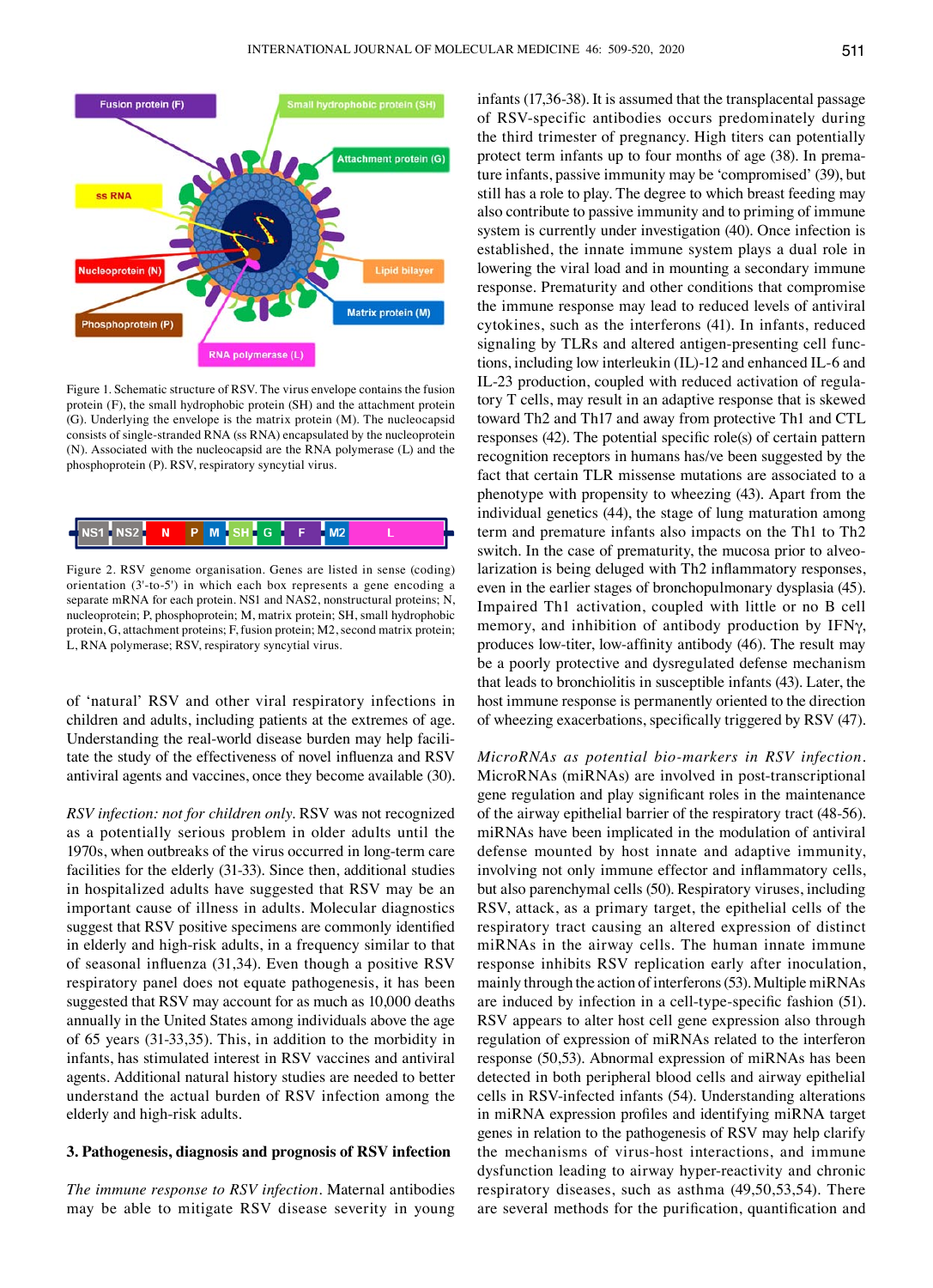Figure 1. Schematic structure of RSV. The virus envelope contains the fusion protein (F), the small hydrophobic protein (SH) and the attachment protein (G). Underlying the envelope is the matrix protein (M). The nucleocapsid consists of single-stranded RNA (ss RNA) encapsulated by the nucleoprotein (N). Associated with the nucleocapsid are the RNA polymerase (L) and the phosphoprotein (P). RSV, respiratory syncytial virus.

Figure 2. RSV genome organisation. Genes are listed in sense (coding) orientation (3'-to-5') in which each box represents a gene encoding a separate mRNA for each protein. NS1 and NAS2, nonstructural proteins; N, nucleoprotein; P, phosphoprotein; M, matrix protein; SH, small hydrophobic protein, G, attachment proteins; F, fusion protein; M2, second matrix protein; L, RNA polymerase; RSV, respiratory syncytial virus.

of 'natural' RSV and other viral respiratory infections in children and adults, including patients at the extremes of age. Understanding the real-world disease burden may help facilitate the study of the effectiveness of novel influenza and RSV antiviral agents and vaccines, once they become available (30).

*RSV infection: not for children only*. RSV was not recognized as a potentially serious problem in older adults until the 1970s, when outbreaks of the virus occurred in long-term care facilities for the elderly (31-33). Since then, additional studies in hospitalized adults have suggested that RSV may be an important cause of illness in adults. Molecular diagnostics suggest that RSV positive specimens are commonly identified in elderly and high-risk adults, in a frequency similar to that of seasonal influenza (31,34). Even though a positive RSV respiratory panel does not equate pathogenesis, it has been suggested that RSV may account for as much as 10,000 deaths annually in the United States among individuals above the age of 65 years (31-33,35). This, in addition to the morbidity in infants, has stimulated interest in RSV vaccines and antiviral agents. Additional natural history studies are needed to better understand the actual burden of RSV infection among the elderly and high-risk adults.

## 3. Pathogenesis, diagnosis and prognosis of RSV infection

*The immune response to RSV infection*. Maternal antibodies may be able to mitigate RSV disease severity in young infants (17,36-38). It is assumed that the transplacental passage of RSV-specific antibodies occurs predominately during the third trimester of pregnancy. High titers can potentially protect term infants up to four months of age (38). In premature infants, passive immunity may be 'compromised' (39), but still has a role to play. The degree to which breast feeding may also contribute to passive immunity and to priming of immune system is currently under investigation (40). Once infection is established, the innate immune system plays a dual role in lowering the viral load and in mounting a secondary immune response. Prematurity and other conditions that compromise the immune response may lead to reduced levels of antiviral cytokines, such as the interferons (41). In infants, reduced signaling by TLRs and altered antigen-presenting cell functions, including low interleukin (IL)-12 and enhanced IL-6 and IL-23 production, coupled with reduced activation of regulatory T cells, may result in an adaptive response that is skewed toward Th2 and Th17 and away from protective Th1 and CTL responses (42). The potential specific role(s) of certain pattern recognition receptors in humans has/ve been suggested by the fact that certain TLR missense mutations are associated to a phenotype with propensity to wheezing (43). Apart from the individual genetics (44), the stage of lung maturation among term and premature infants also impacts on the Th1 to Th2 switch. In the case of prematurity, the mucosa prior to alveolarization is being deluged with Th2 inflammatory responses, even in the earlier stages of bronchopulmonary dysplasia (45). Impaired Th1 activation, coupled with little or no B cell memory, and inhibition of antibody production by IFNγ, produces low-titer, low-affinity antibody (46). The result may be a poorly protective and dysregulated defense mechanism that leads to bronchiolitis in susceptible infants (43). Later, the host immune response is permanently oriented to the direction of wheezing exacerbations, specifically triggered by RSV (47).

*MicroRNAs as potential bio-markers in RSV infection*. MicroRNAs (miRNAs) are involved in post-transcriptional gene regulation and play significant roles in the maintenance of the airway epithelial barrier of the respiratory tract (48-56). miRNAs have been implicated in the modulation of antiviral defense mounted by host innate and adaptive immunity, involving not only immune effector and inflammatory cells, but also parenchymal cells (50). Respiratory viruses, including RSV, attack, as a primary target, the epithelial cells of the respiratory tract causing an altered expression of distinct miRNAs in the airway cells. The human innate immune response inhibits RSV replication early after inoculation, mainly through the action of interferons (53). Multiple miRNAs are induced by infection in a cell-type-specific fashion (51). RSV appears to alter host cell gene expression also through regulation of expression of miRNAs related to the interferon response (50,53). Abnormal expression of miRNAs has been detected in both peripheral blood cells and airway epithelial cells in RSV-infected infants (54). Understanding alterations in miRNA expression profiles and identifying miRNA target genes in relation to the pathogenesis of RSV may help clarify the mechanisms of virus-host interactions, and immune dysfunction leading to airway hyper-reactivity and chronic respiratory diseases, such as asthma (49,50,53,54). There are several methods for the purification, quantification and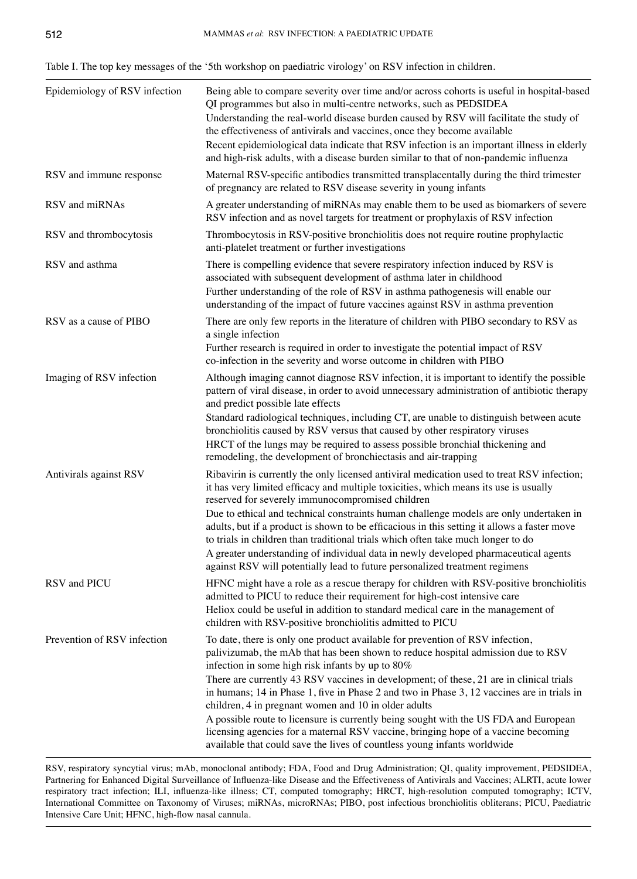Table I. The top key messages of the '5th workshop on paediatric virology' on RSV infection in children.

| | |
|---|---|
| Epidemiology of RSV infection | Being able to compare severity over time and/or across cohorts is useful in hospital-based QI programmes but also in multi-centre networks, such as PEDSIDEA<br>Understanding the real-world disease burden caused by RSV will facilitate the study of the effectiveness of antivirals and vaccines, once they become available<br>Recent epidemiological data indicate that RSV infection is an important illness in elderly and high-risk adults, with a disease burden similar to that of non-pandemic influenza |
| RSV and immune response | Maternal RSV-specific antibodies transmitted transplacentally during the third trimester of pregnancy are related to RSV disease severity in young infants |
| RSV and miRNAs | A greater understanding of miRNAs may enable them to be used as biomarkers of severe RSV infection and as novel targets for treatment or prophylaxis of RSV infection |
| RSV and thrombocytosis | Thrombocytosis in RSV-positive bronchiolitis does not require routine prophylactic anti-platelet treatment or further investigations |
| RSV and asthma | There is compelling evidence that severe respiratory infection induced by RSV is associated with subsequent development of asthma later in childhood<br>Further understanding of the role of RSV in asthma pathogenesis will enable our understanding of the impact of future vaccines against RSV in asthma prevention |
| RSV as a cause of PIBO | There are only few reports in the literature of children with PIBO secondary to RSV as a single infection<br>Further research is required in order to investigate the potential impact of RSV co-infection in the severity and worse outcome in children with PIBO |
| Imaging of RSV infection | Although imaging cannot diagnose RSV infection, it is important to identify the possible pattern of viral disease, in order to avoid unnecessary administration of antibiotic therapy and predict possible late effects<br>Standard radiological techniques, including CT, are unable to distinguish between acute bronchiolitis caused by RSV versus that caused by other respiratory viruses<br>HRCT of the lungs may be required to assess possible bronchial thickening and remodeling, the development of bronchiectasis and air-trapping |
| Antivirals against RSV | Ribavirin is currently the only licensed antiviral medication used to treat RSV infection; it has very limited efficacy and multiple toxicities, which means its use is usually reserved for severely immunocompromised children<br>Due to ethical and technical constraints human challenge models are only undertaken in adults, but if a product is shown to be efficacious in this setting it allows a faster move to trials in children than traditional trials which often take much longer to do<br>A greater understanding of individual data in newly developed pharmaceutical agents against RSV will potentially lead to future personalized treatment regimens |
| RSV and PICU | HFNC might have a role as a rescue therapy for children with RSV-positive bronchiolitis admitted to PICU to reduce their requirement for high-cost intensive care<br>Heliox could be useful in addition to standard medical care in the management of children with RSV-positive bronchiolitis admitted to PICU |
| Prevention of RSV infection | To date, there is only one product available for prevention of RSV infection, palivizumab, the mAb that has been shown to reduce hospital admission due to RSV infection in some high risk infants by up to 80%<br>There are currently 43 RSV vaccines in development; of these, 21 are in clinical trials in humans; 14 in Phase 1, five in Phase 2 and two in Phase 3, 12 vaccines are in trials in children, 4 in pregnant women and 10 in older adults<br>A possible route to licensure is currently being sought with the US FDA and European licensing agencies for a maternal RSV vaccine, bringing hope of a vaccine becoming available that could save the lives of countless young infants worldwide |

RSV, respiratory syncytial virus; mAb, monoclonal antibody; FDA, Food and Drug Administration; QI, quality improvement, PEDSIDEA, Partnering for Enhanced Digital Surveillance of Influenza-like Disease and the Effectiveness of Antivirals and Vaccines; ALRTI, acute lower respiratory tract infection; ILI, influenza-like illness; CT, computed tomography; HRCT, high-resolution computed tomography; ICTV, International Committee on Taxonomy of Viruses; miRNAs, microRNAs; PIBO, post infectious bronchiolitis obliterans; PICU, Paediatric Intensive Care Unit; HFNC, high-flow nasal cannula.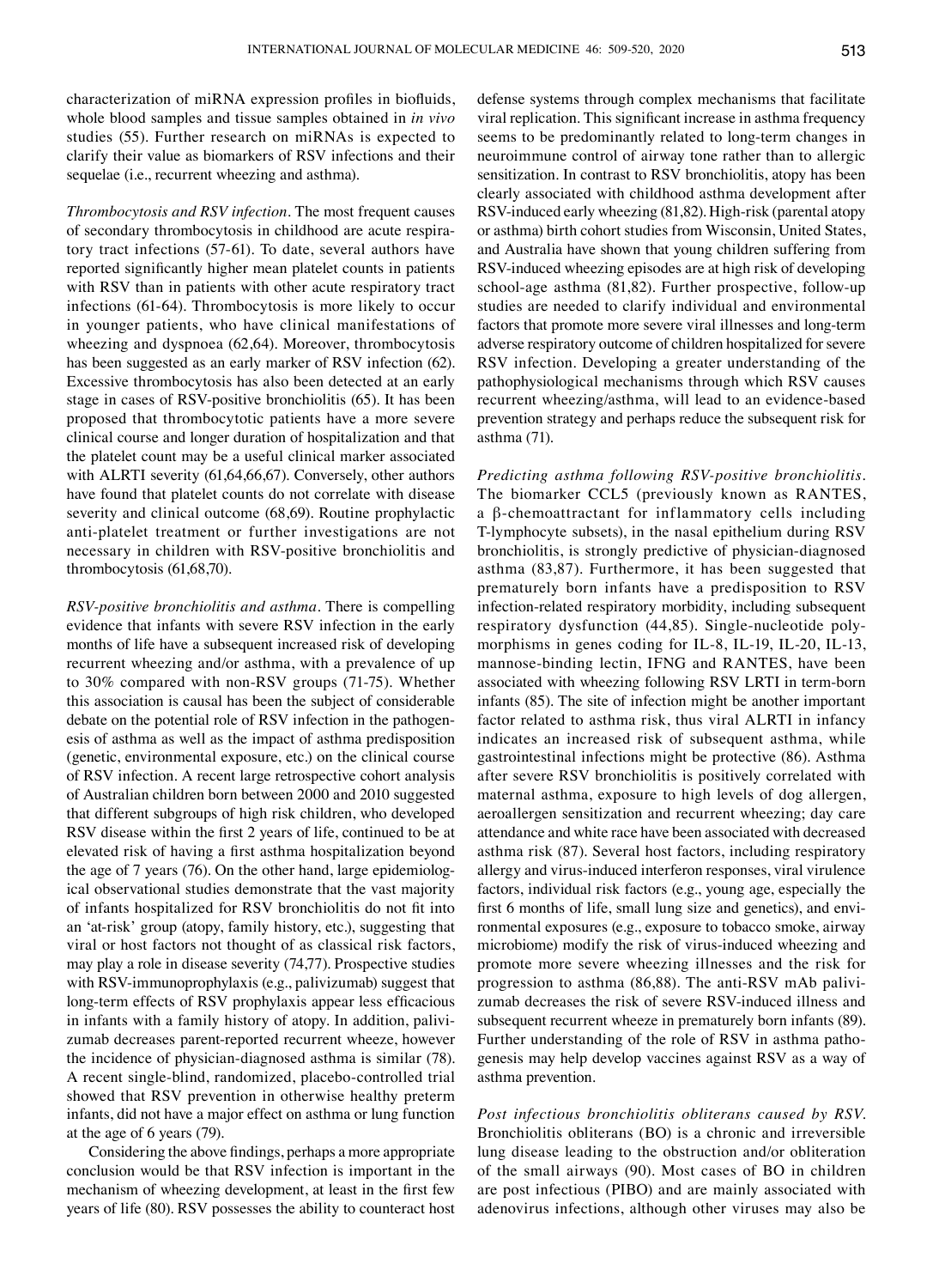characterization of miRNA expression profiles in biofluids, whole blood samples and tissue samples obtained in *in vivo* studies (55). Further research on miRNAs is expected to clarify their value as biomarkers of RSV infections and their sequelae (i.e., recurrent wheezing and asthma).

*Thrombocytosis and RSV infection.* The most frequent causes of secondary thrombocytosis in childhood are acute respiratory tract infections (57-61). To date, several authors have reported significantly higher mean platelet counts in patients with RSV than in patients with other acute respiratory tract infections (61-64). Thrombocytosis is more likely to occur in younger patients, who have clinical manifestations of wheezing and dyspnoea (62,64). Moreover, thrombocytosis has been suggested as an early marker of RSV infection (62). Excessive thrombocytosis has also been detected at an early stage in cases of RSV-positive bronchiolitis (65). It has been proposed that thrombocytotic patients have a more severe clinical course and longer duration of hospitalization and that the platelet count may be a useful clinical marker associated with ALRTI severity (61,64,66,67). Conversely, other authors have found that platelet counts do not correlate with disease severity and clinical outcome (68,69). Routine prophylactic anti-platelet treatment or further investigations are not necessary in children with RSV-positive bronchiolitis and thrombocytosis (61,68,70).

*RSV-positive bronchiolitis and asthma.* There is compelling evidence that infants with severe RSV infection in the early months of life have a subsequent increased risk of developing recurrent wheezing and/or asthma, with a prevalence of up to 30% compared with non-RSV groups (71-75). Whether this association is causal has been the subject of considerable debate on the potential role of RSV infection in the pathogenesis of asthma as well as the impact of asthma predisposition (genetic, environmental exposure, etc.) on the clinical course of RSV infection. A recent large retrospective cohort analysis of Australian children born between 2000 and 2010 suggested that different subgroups of high risk children, who developed RSV disease within the first 2 years of life, continued to be at elevated risk of having a first asthma hospitalization beyond the age of 7 years (76). On the other hand, large epidemiological observational studies demonstrate that the vast majority of infants hospitalized for RSV bronchiolitis do not fit into an 'at-risk' group (atopy, family history, etc.), suggesting that viral or host factors not thought of as classical risk factors, may play a role in disease severity (74,77). Prospective studies with RSV-immunoprophylaxis (e.g., palivizumab) suggest that long-term effects of RSV prophylaxis appear less efficacious in infants with a family history of atopy. In addition, palivizumab decreases parent-reported recurrent wheeze, however the incidence of physician-diagnosed asthma is similar (78). A recent single-blind, randomized, placebo-controlled trial showed that RSV prevention in otherwise healthy preterm infants, did not have a major effect on asthma or lung function at the age of 6 years (79).

Considering the above findings, perhaps a more appropriate conclusion would be that RSV infection is important in the mechanism of wheezing development, at least in the first few years of life (80). RSV possesses the ability to counteract host defense systems through complex mechanisms that facilitate viral replication. This significant increase in asthma frequency seems to be predominantly related to long-term changes in neuroimmune control of airway tone rather than to allergic sensitization. In contrast to RSV bronchiolitis, atopy has been clearly associated with childhood asthma development after RSV-induced early wheezing (81,82). High-risk (parental atopy or asthma) birth cohort studies from Wisconsin, United States, and Australia have shown that young children suffering from RSV-induced wheezing episodes are at high risk of developing school-age asthma (81,82). Further prospective, follow-up studies are needed to clarify individual and environmental factors that promote more severe viral illnesses and long-term adverse respiratory outcome of children hospitalized for severe RSV infection. Developing a greater understanding of the pathophysiological mechanisms through which RSV causes recurrent wheezing/asthma, will lead to an evidence-based prevention strategy and perhaps reduce the subsequent risk for asthma (71).

*Predicting asthma following RSV-positive bronchiolitis.* The biomarker CCL5 (previously known as RANTES, a β-chemoattractant for inflammatory cells including T-lymphocyte subsets), in the nasal epithelium during RSV bronchiolitis, is strongly predictive of physician-diagnosed asthma (83,87). Furthermore, it has been suggested that prematurely born infants have a predisposition to RSV infection-related respiratory morbidity, including subsequent respiratory dysfunction (44,85). Single-nucleotide polymorphisms in genes coding for IL-8, IL-19, IL-20, IL-13, mannose-binding lectin, IFNG and RANTES, have been associated with wheezing following RSV LRTI in term-born infants (85). The site of infection might be another important factor related to asthma risk, thus viral ALRTI in infancy indicates an increased risk of subsequent asthma, while gastrointestinal infections might be protective (86). Asthma after severe RSV bronchiolitis is positively correlated with maternal asthma, exposure to high levels of dog allergen, aeroallergen sensitization and recurrent wheezing; day care attendance and white race have been associated with decreased asthma risk (87). Several host factors, including respiratory allergy and virus-induced interferon responses, viral virulence factors, individual risk factors (e.g., young age, especially the first 6 months of life, small lung size and genetics), and environmental exposures (e.g., exposure to tobacco smoke, airway microbiome) modify the risk of virus-induced wheezing and promote more severe wheezing illnesses and the risk for progression to asthma (86,88). The anti-RSV mAb palivizumab decreases the risk of severe RSV-induced illness and subsequent recurrent wheeze in prematurely born infants (89). Further understanding of the role of RSV in asthma pathogenesis may help develop vaccines against RSV as a way of asthma prevention.

*Post infectious bronchiolitis obliterans caused by RSV.* Bronchiolitis obliterans (BO) is a chronic and irreversible lung disease leading to the obstruction and/or obliteration of the small airways (90). Most cases of BO in children are post infectious (PIBO) and are mainly associated with adenovirus infections, although other viruses may also be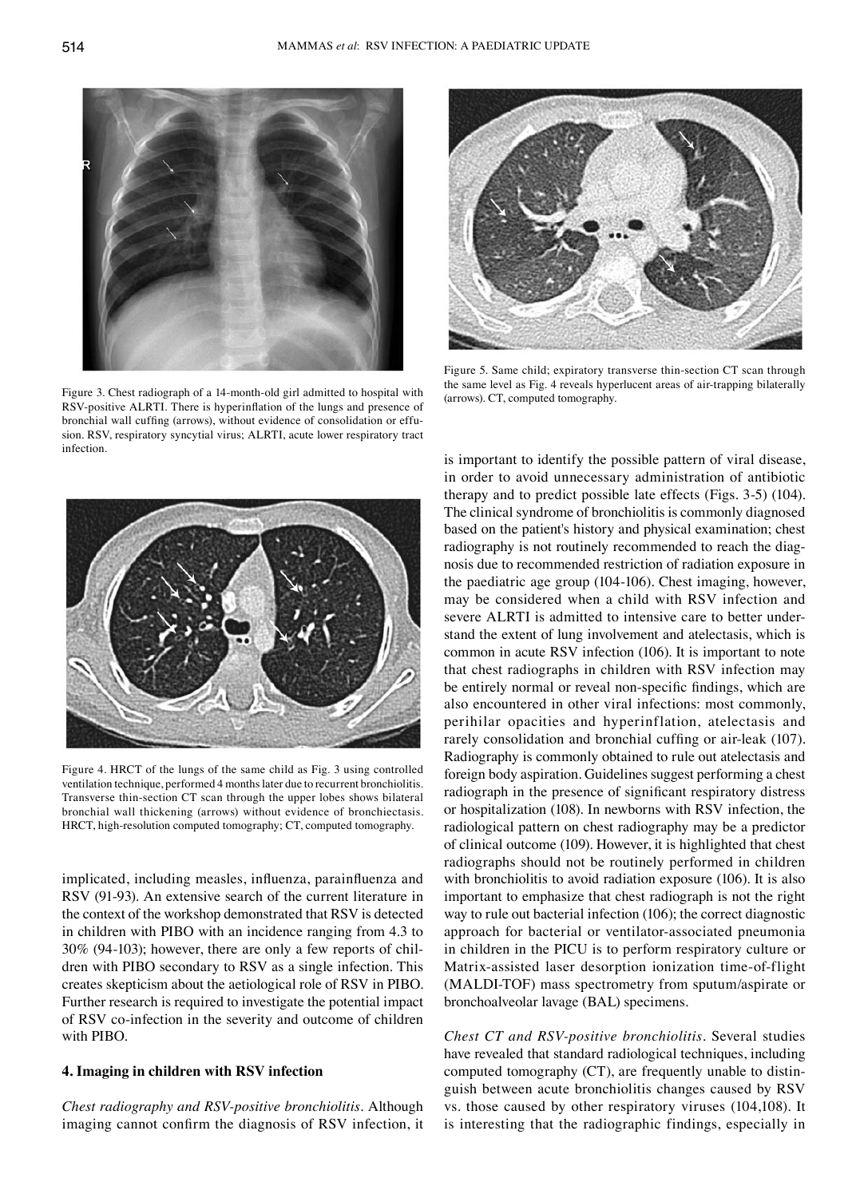Figure 3. Chest radiograph of a 14-month-old girl admitted to hospital with RSV-positive ALRTI. There is hyperinflation of the lungs and presence of bronchial wall cuffing (arrows), without evidence of consolidation or effusion. RSV, respiratory syncytial virus; ALRTI, acute lower respiratory tract infection.

Figure 4. HRCT of the lungs of the same child as Fig. 3 using controlled ventilation technique, performed 4 months later due to recurrent bronchiolitis. Transverse thin-section CT scan through the upper lobes shows bilateral bronchial wall thickening (arrows) without evidence of bronchiectasis. HRCT, high-resolution computed tomography; CT, computed tomography.

Figure 5. Same child; expiratory transverse thin-section CT scan through the same level as Fig. 4 reveals hyperlucent areas of air-trapping bilaterally (arrows). CT, computed tomography.

implicated, including measles, influenza, parainfluenza and RSV (91-93). An extensive search of the current literature in the context of the workshop demonstrated that RSV is detected in children with PIBO with an incidence ranging from 4.3 to 30% (94-103); however, there are only a few reports of children with PIBO secondary to RSV as a single infection. This creates skepticism about the aetiological role of RSV in PIBO. Further research is required to investigate the potential impact of RSV co-infection in the severity and outcome of children with PIBO.

## 4. Imaging in children with RSV infection

*Chest radiography and RSV-positive bronchiolitis.* Although imaging cannot confirm the diagnosis of RSV infection, it is important to identify the possible pattern of viral disease, in order to avoid unnecessary administration of antibiotic therapy and to predict possible late effects (Figs. 3-5) (104). The clinical syndrome of bronchiolitis is commonly diagnosed based on the patient's history and physical examination; chest radiography is not routinely recommended to reach the diagnosis due to recommended restriction of radiation exposure in the paediatric age group (104-106). Chest imaging, however, may be considered when a child with RSV infection and severe ALRTI is admitted to intensive care to better understand the extent of lung involvement and atelectasis, which is common in acute RSV infection (106). It is important to note that chest radiographs in children with RSV infection may be entirely normal or reveal non-specific findings, which are also encountered in other viral infections: most commonly, perihilar opacities and hyperinflation, atelectasis and rarely consolidation and bronchial cuffing or air-leak (107). Radiography is commonly obtained to rule out atelectasis and foreign body aspiration. Guidelines suggest performing a chest radiograph in the presence of significant respiratory distress or hospitalization (108). In newborns with RSV infection, the radiological pattern on chest radiography may be a predictor of clinical outcome (109). However, it is highlighted that chest radiographs should not be routinely performed in children with bronchiolitis to avoid radiation exposure (106). It is also important to emphasize that chest radiograph is not the right way to rule out bacterial infection (106); the correct diagnostic approach for bacterial or ventilator-associated pneumonia in children in the PICU is to perform respiratory culture or Matrix-assisted laser desorption ionization time-of-flight (MALDI-TOF) mass spectrometry from sputum/aspirate or bronchoalveolar lavage (BAL) specimens.

*Chest CT and RSV-positive bronchiolitis.* Several studies have revealed that standard radiological techniques, including computed tomography (CT), are frequently unable to distinguish between acute bronchiolitis changes caused by RSV vs. those caused by other respiratory viruses (104,108). It is interesting that the radiographic findings, especially in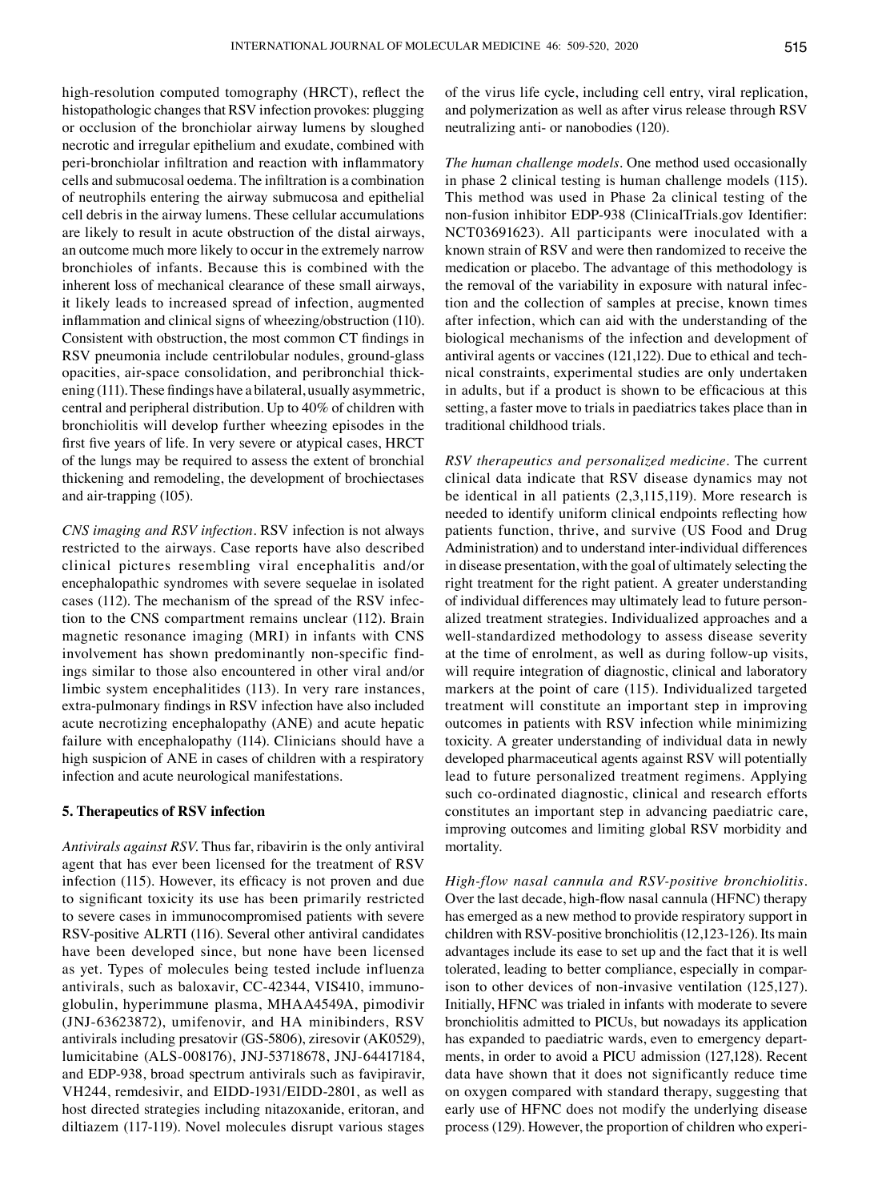high-resolution computed tomography (HRCT), reflect the histopathologic changes that RSV infection provokes: plugging or occlusion of the bronchiolar airway lumens by sloughed necrotic and irregular epithelium and exudate, combined with peri-bronchiolar infiltration and reaction with inflammatory cells and submucosal oedema. The infiltration is a combination of neutrophils entering the airway submucosa and epithelial cell debris in the airway lumens. These cellular accumulations are likely to result in acute obstruction of the distal airways, an outcome much more likely to occur in the extremely narrow bronchioles of infants. Because this is combined with the inherent loss of mechanical clearance of these small airways, it likely leads to increased spread of infection, augmented inflammation and clinical signs of wheezing/obstruction (110). Consistent with obstruction, the most common CT findings in RSV pneumonia include centrilobular nodules, ground-glass opacities, air-space consolidation, and peribronchial thickening (111). These findings have a bilateral, usually asymmetric, central and peripheral distribution. Up to 40% of children with bronchiolitis will develop further wheezing episodes in the first five years of life. In very severe or atypical cases, HRCT of the lungs may be required to assess the extent of bronchial thickening and remodeling, the development of brochiectases and air-trapping (105).

*CNS imaging and RSV infection.* RSV infection is not always restricted to the airways. Case reports have also described clinical pictures resembling viral encephalitis and/or encephalopathic syndromes with severe sequelae in isolated cases (112). The mechanism of the spread of the RSV infection to the CNS compartment remains unclear (112). Brain magnetic resonance imaging (MRI) in infants with CNS involvement has shown predominantly non-specific findings similar to those also encountered in other viral and/or limbic system encephalitides (113). In very rare instances, extra-pulmonary findings in RSV infection have also included acute necrotizing encephalopathy (ANE) and acute hepatic failure with encephalopathy (114). Clinicians should have a high suspicion of ANE in cases of children with a respiratory infection and acute neurological manifestations.

## 5. Therapeutics of RSV infection

*Antivirals against RSV.* Thus far, ribavirin is the only antiviral agent that has ever been licensed for the treatment of RSV infection (115). However, its efficacy is not proven and due to significant toxicity its use has been primarily restricted to severe cases in immunocompromised patients with severe RSV-positive ALRTI (116). Several other antiviral candidates have been developed since, but none have been licensed as yet. Types of molecules being tested include influenza antivirals, such as baloxavir, CC-42344, VIS410, immunoglobulin, hyperimmune plasma, MHAA4549A, pimodivir (JNJ-63623872), umifenovir, and HA minibinders, RSV antivirals including presatovir (GS-5806), ziresovir (AK0529), lumicitabine (ALS-008176), JNJ-53718678, JNJ-64417184, and EDP-938, broad spectrum antivirals such as favipiravir, VH244, remdesivir, and EIDD-1931/EIDD-2801, as well as host directed strategies including nitazoxanide, eritoran, and diltiazem (117-119). Novel molecules disrupt various stages of the virus life cycle, including cell entry, viral replication, and polymerization as well as after virus release through RSV neutralizing anti- or nanobodies (120).

*The human challenge models.* One method used occasionally in phase 2 clinical testing is human challenge models (115). This method was used in Phase 2a clinical testing of the non-fusion inhibitor EDP-938 (ClinicalTrials.gov Identifier: NCT03691623). All participants were inoculated with a known strain of RSV and were then randomized to receive the medication or placebo. The advantage of this methodology is the removal of the variability in exposure with natural infection and the collection of samples at precise, known times after infection, which can aid with the understanding of the biological mechanisms of the infection and development of antiviral agents or vaccines (121,122). Due to ethical and technical constraints, experimental studies are only undertaken in adults, but if a product is shown to be efficacious at this setting, a faster move to trials in paediatrics takes place than in traditional childhood trials.

*RSV therapeutics and personalized medicine.* The current clinical data indicate that RSV disease dynamics may not be identical in all patients (2,3,115,119). More research is needed to identify uniform clinical endpoints reflecting how patients function, thrive, and survive (US Food and Drug Administration) and to understand inter-individual differences in disease presentation, with the goal of ultimately selecting the right treatment for the right patient. A greater understanding of individual differences may ultimately lead to future personalized treatment strategies. Individualized approaches and a well-standardized methodology to assess disease severity at the time of enrolment, as well as during follow-up visits, will require integration of diagnostic, clinical and laboratory markers at the point of care (115). Individualized targeted treatment will constitute an important step in improving outcomes in patients with RSV infection while minimizing toxicity. A greater understanding of individual data in newly developed pharmaceutical agents against RSV will potentially lead to future personalized treatment regimens. Applying such co-ordinated diagnostic, clinical and research efforts constitutes an important step in advancing paediatric care, improving outcomes and limiting global RSV morbidity and mortality.

*High-flow nasal cannula and RSV-positive bronchiolitis.* Over the last decade, high-flow nasal cannula (HFNC) therapy has emerged as a new method to provide respiratory support in children with RSV-positive bronchiolitis (12,123-126). Its main advantages include its ease to set up and the fact that it is well tolerated, leading to better compliance, especially in comparison to other devices of non-invasive ventilation (125,127). Initially, HFNC was trialed in infants with moderate to severe bronchiolitis admitted to PICUs, but nowadays its application has expanded to paediatric wards, even to emergency departments, in order to avoid a PICU admission (127,128). Recent data have shown that it does not significantly reduce time on oxygen compared with standard therapy, suggesting that early use of HFNC does not modify the underlying disease process (129). However, the proportion of children who experi-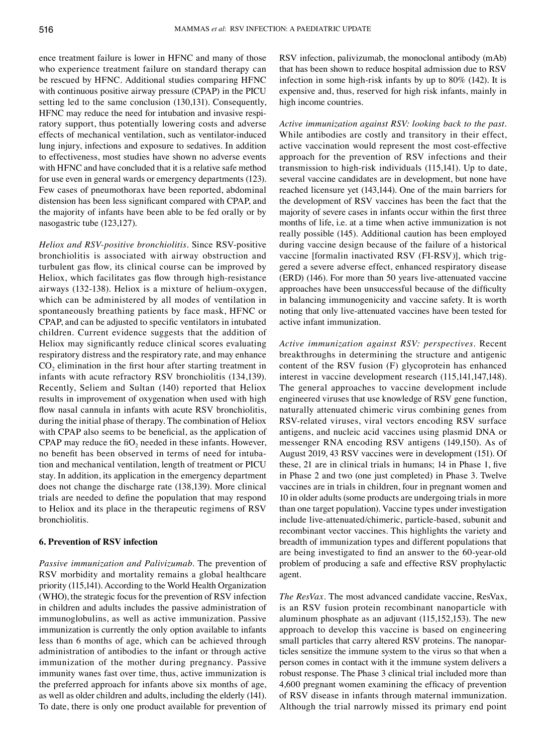ence treatment failure is lower in HFNC and many of those who experience treatment failure on standard therapy can be rescued by HFNC. Additional studies comparing HFNC with continuous positive airway pressure (CPAP) in the PICU setting led to the same conclusion (130,131). Consequently, HFNC may reduce the need for intubation and invasive respiratory support, thus potentially lowering costs and adverse effects of mechanical ventilation, such as ventilator-induced lung injury, infections and exposure to sedatives. In addition to effectiveness, most studies have shown no adverse events with HFNC and have concluded that it is a relative safe method for use even in general wards or emergency departments (123). Few cases of pneumothorax have been reported, abdominal distension has been less significant compared with CPAP, and the majority of infants have been able to be fed orally or by nasogastric tube (123,127).

*Heliox and RSV-positive bronchiolitis.* Since RSV-positive bronchiolitis is associated with airway obstruction and turbulent gas flow, its clinical course can be improved by Heliox, which facilitates gas flow through high-resistance airways (132-138). Heliox is a mixture of helium-oxygen, which can be administered by all modes of ventilation in spontaneously breathing patients by face mask, HFNC or CPAP, and can be adjusted to specific ventilators in intubated children. Current evidence suggests that the addition of Heliox may significantly reduce clinical scores evaluating respiratory distress and the respiratory rate, and may enhance $CO_2$ elimination in the first hour after starting treatment in infants with acute refractory RSV bronchiolitis (134,139). Recently, Seliem and Sultan (140) reported that Heliox results in improvement of oxygenation when used with high flow nasal cannula in infants with acute RSV bronchiolitis, during the initial phase of therapy. The combination of Heliox with CPAP also seems to be beneficial, as the application of CPAP may reduce the $fiO_2$ needed in these infants. However, no benefit has been observed in terms of need for intubation and mechanical ventilation, length of treatment or PICU stay. In addition, its application in the emergency department does not change the discharge rate (138,139). More clinical trials are needed to define the population that may respond to Heliox and its place in the therapeutic regimens of RSV bronchiolitis.

## 6. Prevention of RSV infection

*Passive immunization and Palivizumab.* The prevention of RSV morbidity and mortality remains a global healthcare priority (115,141). According to the World Health Organization (WHO), the strategic focus for the prevention of RSV infection in children and adults includes the passive administration of immunoglobulins, as well as active immunization. Passive immunization is currently the only option available to infants less than 6 months of age, which can be achieved through administration of antibodies to the infant or through active immunization of the mother during pregnancy. Passive immunity wanes fast over time, thus, active immunization is the preferred approach for infants above six months of age, as well as older children and adults, including the elderly (141). To date, there is only one product available for prevention of RSV infection, palivizumab, the monoclonal antibody (mAb) that has been shown to reduce hospital admission due to RSV infection in some high-risk infants by up to 80% (142). It is expensive and, thus, reserved for high risk infants, mainly in high income countries.

*Active immunization against RSV: looking back to the past.* While antibodies are costly and transitory in their effect, active vaccination would represent the most cost-effective approach for the prevention of RSV infections and their transmission to high-risk individuals (115,141). Up to date, several vaccine candidates are in development, but none have reached licensure yet (143,144). One of the main barriers for the development of RSV vaccines has been the fact that the majority of severe cases in infants occur within the first three months of life, i.e. at a time when active immunization is not really possible (145). Additional caution has been employed during vaccine design because of the failure of a historical vaccine [formalin inactivated RSV (FI-RSV)], which triggered a severe adverse effect, enhanced respiratory disease (ERD) (146). For more than 50 years live-attenuated vaccine approaches have been unsuccessful because of the difficulty in balancing immunogenicity and vaccine safety. It is worth noting that only live-attenuated vaccines have been tested for active infant immunization.

*Active immunization against RSV: perspectives.* Recent breakthroughs in determining the structure and antigenic content of the RSV fusion (F) glycoprotein has enhanced interest in vaccine development research (115,141,147,148). The general approaches to vaccine development include engineered viruses that use knowledge of RSV gene function, naturally attenuated chimeric virus combining genes from RSV-related viruses, viral vectors encoding RSV surface antigens, and nucleic acid vaccines using plasmid DNA or messenger RNA encoding RSV antigens (149,150). As of August 2019, 43 RSV vaccines were in development (151). Of these, 21 are in clinical trials in humans; 14 in Phase 1, five in Phase 2 and two (one just completed) in Phase 3. Twelve vaccines are in trials in children, four in pregnant women and 10 in older adults (some products are undergoing trials in more than one target population). Vaccine types under investigation include live-attenuated/chimeric, particle-based, subunit and recombinant vector vaccines. This highlights the variety and breadth of immunization types and different populations that are being investigated to find an answer to the 60-year-old problem of producing a safe and effective RSV prophylactic agent.

*The ResVax.* The most advanced candidate vaccine, ResVax, is an RSV fusion protein recombinant nanoparticle with aluminum phosphate as an adjuvant (115,152,153). The new approach to develop this vaccine is based on engineering small particles that carry altered RSV proteins. The nanoparticles sensitize the immune system to the virus so that when a person comes in contact with it the immune system delivers a robust response. The Phase 3 clinical trial included more than 4,600 pregnant women examining the efficacy of prevention of RSV disease in infants through maternal immunization. Although the trial narrowly missed its primary end point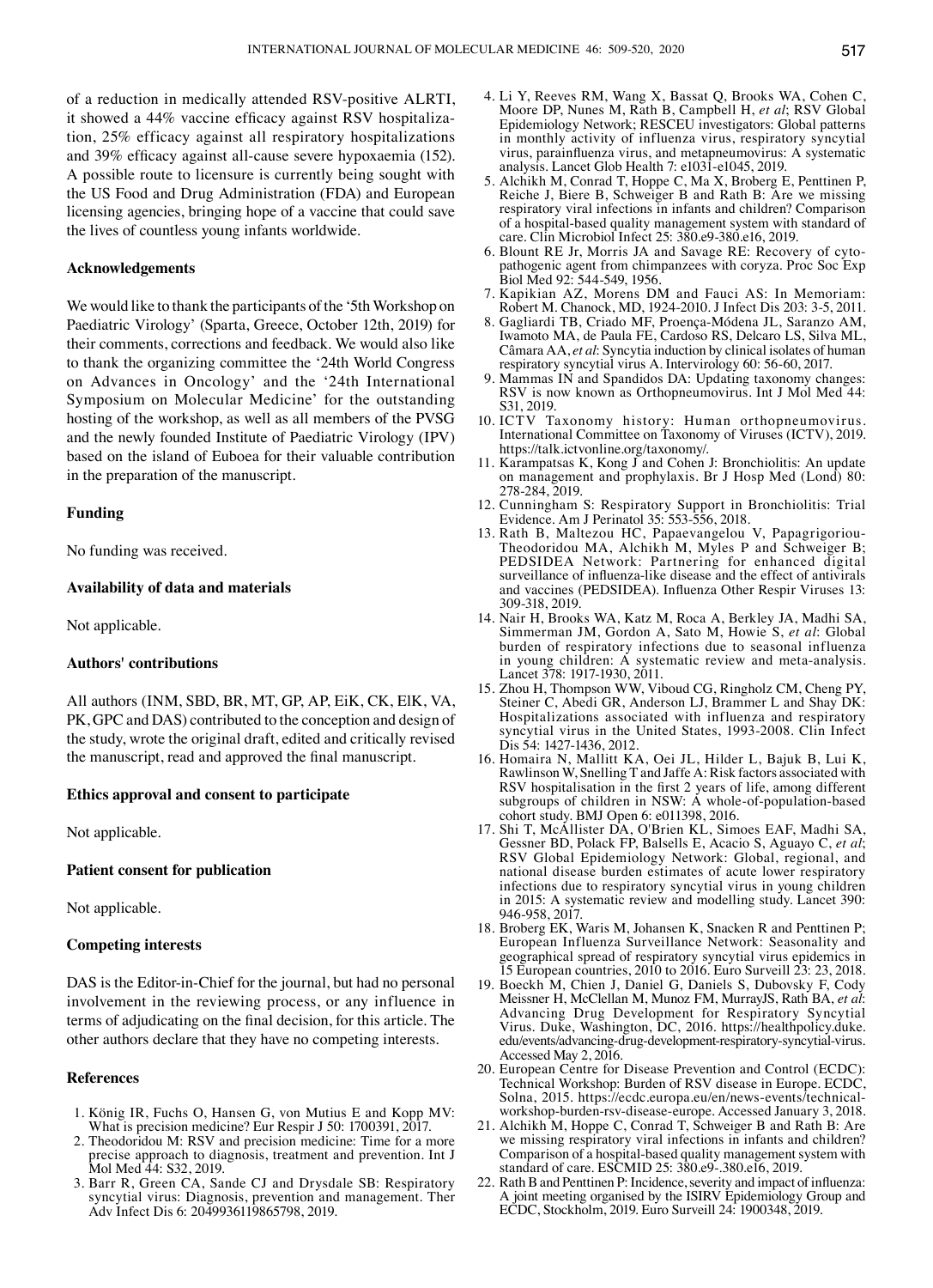of a reduction in medically attended RSV-positive ALRTI, it showed a 44% vaccine efficacy against RSV hospitalization, 25% efficacy against all respiratory hospitalizations and 39% efficacy against all-cause severe hypoxaemia (152). A possible route to licensure is currently being sought with the US Food and Drug Administration (FDA) and European licensing agencies, bringing hope of a vaccine that could save the lives of countless young infants worldwide.

## Acknowledgements

We would like to thank the participants of the '5th Workshop on Paediatric Virology' (Sparta, Greece, October 12th, 2019) for their comments, corrections and feedback. We would also like to thank the organizing committee the '24th World Congress on Advances in Oncology' and the '24th International Symposium on Molecular Medicine' for the outstanding hosting of the workshop, as well as all members of the PVSG and the newly founded Institute of Paediatric Virology (IPV) based on the island of Euboea for their valuable contribution in the preparation of the manuscript.

## Funding

No funding was received.

## Availability of data and materials

Not applicable.

## Authors' contributions

All authors (INM, SBD, BR, MT, GP, AP, EiK, CK, ElK, VA, PK, GPC and DAS) contributed to the conception and design of the study, wrote the original draft, edited and critically revised the manuscript, read and approved the final manuscript.

## Ethics approval and consent to participate

Not applicable.

## Patient consent for publication

Not applicable.

## Competing interests

DAS is the Editor-in-Chief for the journal, but had no personal involvement in the reviewing process, or any influence in terms of adjudicating on the final decision, for this article. The other authors declare that they have no competing interests.

## References

1. König IR, Fuchs O, Hansen G, von Mutius E and Kopp MV: What is precision medicine? Eur Respir J 50: 1700391, 2017.
2. Theodoridou M: RSV and precision medicine: Time for a more precise approach to diagnosis, treatment and prevention. Int J Mol Med 44: S32, 2019.
3. Barr R, Green CA, Sande CJ and Drysdale SB: Respiratory syncytial virus: Diagnosis, prevention and management. Ther Adv Infect Dis 6: 2049936119865798, 2019.
4. Li Y, Reeves RM, Wang X, Bassat Q, Brooks WA, Cohen C, Moore DP, Nunes M, Rath B, Campbell H, *et al*; RSV Global Epidemiology Network; RESCEU investigators: Global patterns in monthly activity of influenza virus, respiratory syncytial virus, parainfluenza virus, and metapneumovirus: A systematic analysis. Lancet Glob Health 7: e1031-e1045, 2019.
5. Alchikh M, Conrad T, Hoppe C, Ma X, Broberg E, Penttinen P, Reiche J, Biere B, Schweiger B and Rath B: Are we missing respiratory viral infections in infants and children? Comparison of a hospital-based quality management system with standard of care. Clin Microbiol Infect 25: 380.e9-380.e16, 2019.
6. Blount RE Jr, Morris JA and Savage RE: Recovery of cytopathogenic agent from chimpanzees with coryza. Proc Soc Exp Biol Med 92: 544-549, 1956.
7. Kapikian AZ, Morens DM and Fauci AS: In Memoriam: Robert M. Chanock, MD, 1924-2010. J Infect Dis 203: 3-5, 2011.
8. Gagliardi TB, Criado MF, Proença-Módena JL, Saranzo AM, Iwamoto MA, de Paula FE, Cardoso RS, Delcaro LS, Silva ML, Câmara AA, *et al*: Syncytia induction by clinical isolates of human respiratory syncytial virus A. Intervirology 60: 56-60, 2017.
9. Mammas IN and Spandidos DA: Updating taxonomy changes: RSV is now known as Orthopneumovirus. Int J Mol Med 44: S31, 2019.
10. ICTV Taxonomy history: Human orthopneumovirus. International Committee on Taxonomy of Viruses (ICTV), 2019. https://talk.ictvonline.org/taxonomy/.
11. Karampatsas K, Kong J and Cohen J: Bronchiolitis: An update on management and prophylaxis. Br J Hosp Med (Lond) 80: 278-284, 2019.
12. Cunningham S: Respiratory Support in Bronchiolitis: Trial Evidence. Am J Perinatol 35: 553-556, 2018.
13. Rath B, Maltezou HC, Papaevangelou V, Papagrigoriou-Theodoridou MA, Alchikh M, Myles P and Schweiger B; PEDSIDEA Network: Partnering for enhanced digital surveillance of influenza-like disease and the effect of antivirals and vaccines (PEDSIDEA). Influenza Other Respir Viruses 13: 309-318, 2019.
14. Nair H, Brooks WA, Katz M, Roca A, Berkley JA, Madhi SA, Simmerman JM, Gordon A, Sato M, Howie S, *et al*: Global burden of respiratory infections due to seasonal influenza in young children: A systematic review and meta-analysis. Lancet 378: 1917-1930, 2011.
15. Zhou H, Thompson WW, Viboud CG, Ringholz CM, Cheng PY, Steiner C, Abedi GR, Anderson LJ, Brammer L and Shay DK: Hospitalizations associated with influenza and respiratory syncytial virus in the United States, 1993-2008. Clin Infect Dis 54: 1427-1436, 2012.
16. Homaira N, Mallitt KA, Oei JL, Hilder L, Bajuk B, Lui K, Rawlinson W, Snelling T and Jaffe A: Risk factors associated with RSV hospitalisation in the first 2 years of life, among different subgroups of children in NSW: A whole-of-population-based cohort study. BMJ Open 6: e011398, 2016.
17. Shi T, McAllister DA, O'Brien KL, Simoes EAF, Madhi SA, Gessner BD, Polack FP, Balsells E, Acacio S, Aguayo C, *et al*; RSV Global Epidemiology Network: Global, regional, and national disease burden estimates of acute lower respiratory infections due to respiratory syncytial virus in young children in 2015: A systematic review and modelling study. Lancet 390: 946-958, 2017.
18. Broberg EK, Waris M, Johansen K, Snacken R and Penttinen P; European Influenza Surveillance Network: Seasonality and geographical spread of respiratory syncytial virus epidemics in 15 European countries, 2010 to 2016. Euro Surveill 23: 23, 2018.
19. Boeckh M, Chien J, Daniel G, Daniels S, Dubovsky F, Cody Meissner H, McClellan M, Munoz FM, MurrayJS, Rath BA, *et al*: Advancing Drug Development for Respiratory Syncytial Virus. Duke, Washington, DC, 2016. https://healthpolicy.duke.edu/events/advancing-drug-development-respiratory-syncytial-virus. Accessed May 2, 2016.
20. European Centre for Disease Prevention and Control (ECDC): Technical Workshop: Burden of RSV disease in Europe. ECDC, Solna, 2015. https://ecdc.europa.eu/en/news-events/technical-workshop-burden-rsv-disease-europe. Accessed January 3, 2018.
21. Alchikh M, Hoppe C, Conrad T, Schweiger B and Rath B: Are we missing respiratory viral infections in infants and children? Comparison of a hospital-based quality management system with standard of care. ESCMID 25: 380.e9-.380.e16, 2019.
22. Rath B and Penttinen P: Incidence, severity and impact of influenza: A joint meeting organised by the ISIRV Epidemiology Group and ECDC, Stockholm, 2019. Euro Surveill 24: 1900348, 2019.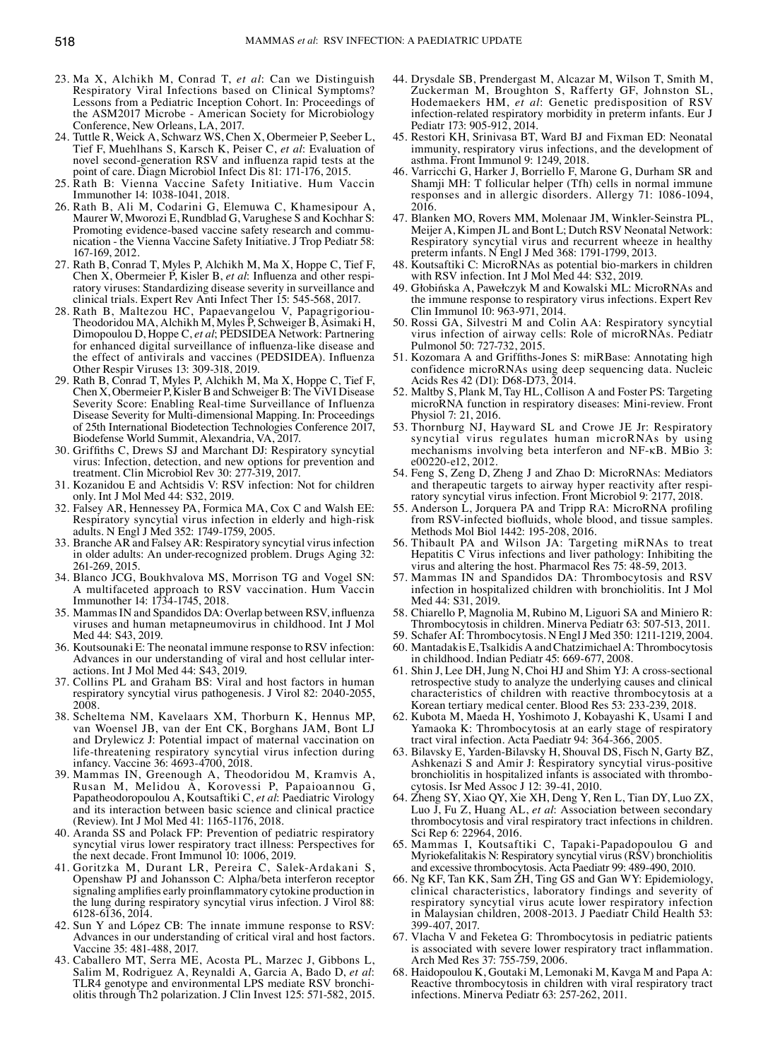23. Ma X, Alchikh M, Conrad T, *et al*: Can we Distinguish Respiratory Viral Infections based on Clinical Symptoms? Lessons from a Pediatric Inception Cohort. In: Proceedings of the ASM2017 Microbe - American Society for Microbiology Conference, New Orleans, LA, 2017.
24. Tuttle R, Weick A, Schwarz WS, Chen X, Obermeier P, Seeber L, Tief F, Muehlhans S, Karsch K, Peiser C, *et al*: Evaluation of novel second-generation RSV and influenza rapid tests at the point of care. Diagn Microbiol Infect Dis 81: 171-176, 2015.
25. Rath B: Vienna Vaccine Safety Initiative. Hum Vaccin Immunother 14: 1038-1041, 2018.
26. Rath B, Ali M, Codarini G, Elemuwa C, Khamesipour A, Maurer W, Mworozi E, Rundblad G, Varughese S and Kochhar S: Promoting evidence-based vaccine safety research and communication - the Vienna Vaccine Safety Initiative. J Trop Pediatr 58: 167-169, 2012.
27. Rath B, Conrad T, Myles P, Alchikh M, Ma X, Hoppe C, Tief F, Chen X, Obermeier P, Kisler B, *et al*: Influenza and other respiratory viruses: Standardizing disease severity in surveillance and clinical trials. Expert Rev Anti Infect Ther 15: 545-568, 2017.
28. Rath B, Maltezou HC, Papaevangelou V, Papagrigoriou-Theodoridou MA, Alchikh M, Myles P, Schweiger B, Asimaki H, Dimopoulou D, Hoppe C, *et al*; PEDSIDEA Network: Partnering for enhanced digital surveillance of influenza-like disease and the effect of antivirals and vaccines (PEDSIDEA). Influenza Other Respir Viruses 13: 309-318, 2019.
29. Rath B, Conrad T, Myles P, Alchikh M, Ma X, Hoppe C, Tief F, Chen X, Obermeier P, Kisler B and Schweiger B: The ViVI Disease Severity Score: Enabling Real-time Surveillance of Influenza Disease Severity for Multi-dimensional Mapping. In: Proceedings of 25th International Biodetection Technologies Conference 2017, Biodefense World Summit, Alexandria, VA, 2017.
30. Griffiths C, Drews SJ and Marchant DJ: Respiratory syncytial virus: Infection, detection, and new options for prevention and treatment. Clin Microbiol Rev 30: 277-319, 2017.
31. Kozanidou E and Achtsidis V: RSV infection: Not for children only. Int J Mol Med 44: S32, 2019.
32. Falsey AR, Hennessey PA, Formica MA, Cox C and Walsh EE: Respiratory syncytial virus infection in elderly and high-risk adults. N Engl J Med 352: 1749-1759, 2005.
33. Branche AR and Falsey AR: Respiratory syncytial virus infection in older adults: An under-recognized problem. Drugs Aging 32: 261-269, 2015.
34. Blanco JCG, Boukhvalova MS, Morrison TG and Vogel SN: A multifaceted approach to RSV vaccination. Hum Vaccin Immunother 14: 1734-1745, 2018.
35. Mammas IN and Spandidos DA: Overlap between RSV, influenza viruses and human metapneumovirus in childhood. Int J Mol Med 44: S43, 2019.
36. Koutsounaki E: The neonatal immune response to RSV infection: Advances in our understanding of viral and host cellular interactions. Int J Mol Med 44: S43, 2019.
37. Collins PL and Graham BS: Viral and host factors in human respiratory syncytial virus pathogenesis. J Virol 82: 2040-2055, 2008.
38. Scheltema NM, Kavelaars XM, Thorburn K, Hennus MP, van Woensel JB, van der Ent CK, Borghans JAM, Bont LJ and Drylewicz J: Potential impact of maternal vaccination on life-threatening respiratory syncytial virus infection during infancy. Vaccine 36: 4693-4700, 2018.
39. Mammas IN, Greenough A, Theodoridou M, Kramvis A, Rusan M, Melidou A, Korovessi P, Papaioannou G, Papatheodoropoulou A, Koutsaftiki C, *et al*: Paediatric Virology and its interaction between basic science and clinical practice (Review). Int J Mol Med 41: 1165-1176, 2018.
40. Aranda SS and Polack FP: Prevention of pediatric respiratory syncytial virus lower respiratory tract illness: Perspectives for the next decade. Front Immunol 10: 1006, 2019.
41. Goritzka M, Durant LR, Pereira C, Salek-Ardakani S, Openshaw PJ and Johansson C: Alpha/beta interferon receptor signaling amplifies early proinflammatory cytokine production in the lung during respiratory syncytial virus infection. J Virol 88: 6128-6136, 2014.
42. Sun Y and López CB: The innate immune response to RSV: Advances in our understanding of critical viral and host factors. Vaccine 35: 481-488, 2017.
43. Caballero MT, Serra ME, Acosta PL, Marzec J, Gibbons L, Salim M, Rodriguez A, Reynaldi A, Garcia A, Bado D, *et al*: TLR4 genotype and environmental LPS mediate RSV bronchiolitis through Th2 polarization. J Clin Invest 125: 571-582, 2015.
44. Drysdale SB, Prendergast M, Alcazar M, Wilson T, Smith M, Zuckerman M, Broughton S, Rafferty GF, Johnston SL, Hodemaekers HM, *et al*: Genetic predisposition of RSV infection-related respiratory morbidity in preterm infants. Eur J Pediatr 173: 905-912, 2014.
45. Restori KH, Srinivasa BT, Ward BJ and Fixman ED: Neonatal immunity, respiratory virus infections, and the development of asthma. Front Immunol 9: 1249, 2018.
46. Varricchi G, Harker J, Borriello F, Marone G, Durham SR and Shamji MH: T follicular helper (Tfh) cells in normal immune responses and in allergic disorders. Allergy 71: 1086-1094, 2016.
47. Blanken MO, Rovers MM, Molenaar JM, Winkler-Seinstra PL, Meijer A, Kimpen JL and Bont L; Dutch RSV Neonatal Network: Respiratory syncytial virus and recurrent wheeze in healthy preterm infants. N Engl J Med 368: 1791-1799, 2013.
48. Koutsaftiki C: MicroRNAs as potential bio-markers in children with RSV infection. Int J Mol Med 44: S32, 2019.
49. Głobińska A, Pawełczyk M and Kowalski ML: MicroRNAs and the immune response to respiratory virus infections. Expert Rev Clin Immunol 10: 963-971, 2014.
50. Rossi GA, Silvestri M and Colin AA: Respiratory syncytial virus infection of airway cells: Role of microRNAs. Pediatr Pulmonol 50: 727-732, 2015.
51. Kozomara A and Griffiths-Jones S: miRBase: Annotating high confidence microRNAs using deep sequencing data. Nucleic Acids Res 42 (D1): D68-D73, 2014.
52. Maltby S, Plank M, Tay HL, Collison A and Foster PS: Targeting microRNA function in respiratory diseases: Mini-review. Front Physiol 7: 21, 2016.
53. Thornburg NJ, Hayward SL and Crowe JE Jr: Respiratory syncytial virus regulates human microRNAs by using mechanisms involving beta interferon and NF-κB. MBio 3: e00220-e12, 2012.
54. Feng S, Zeng D, Zheng J and Zhao D: MicroRNAs: Mediators and therapeutic targets to airway hyper reactivity after respiratory syncytial virus infection. Front Microbiol 9: 2177, 2018.
55. Anderson L, Jorquera PA and Tripp RA: MicroRNA profiling from RSV-infected biofluids, whole blood, and tissue samples. Methods Mol Biol 1442: 195-208, 2016.
56. Thibault PA and Wilson JA: Targeting miRNAs to treat Hepatitis C Virus infections and liver pathology: Inhibiting the virus and altering the host. Pharmacol Res 75: 48-59, 2013.
57. Mammas IN and Spandidos DA: Thrombocytosis and RSV infection in hospitalized children with bronchiolitis. Int J Mol Med 44: S31, 2019.
58. Chiarello P, Magnolia M, Rubino M, Liguori SA and Miniero R: Thrombocytosis in children. Minerva Pediatr 63: 507-513, 2011.
59. Schafer AI: Thrombocytosis. N Engl J Med 350: 1211-1219, 2004.
60. Mantadakis E, Tsalkidis A and Chatzimichael A: Thrombocytosis in childhood. Indian Pediatr 45: 669-677, 2008.
61. Shin J, Lee DH, Jung N, Choi HJ and Shim YJ: A cross-sectional retrospective study to analyze the underlying causes and clinical characteristics of children with reactive thrombocytosis at a Korean tertiary medical center. Blood Res 53: 233-239, 2018.
62. Kubota M, Maeda H, Yoshimoto J, Kobayashi K, Usami I and Yamaoka K: Thrombocytosis at an early stage of respiratory tract viral infection. Acta Paediatr 94: 364-366, 2005.
63. Bilavsky E, Yarden-Bilavsky H, Shouval DS, Fisch N, Garty BZ, Ashkenazi S and Amir J: Respiratory syncytial virus-positive bronchiolitis in hospitalized infants is associated with thrombocytosis. Isr Med Assoc J 12: 39-41, 2010.
64. Zheng SY, Xiao QY, Xie XH, Deng Y, Ren L, Tian DY, Luo ZX, Luo J, Fu Z, Huang AL, *et al*: Association between secondary thrombocytosis and viral respiratory tract infections in children. Sci Rep 6: 22964, 2016.
65. Mammas I, Koutsaftiki C, Tapaki-Papadopoulou G and Myriokefalitakis N: Respiratory syncytial virus (RSV) bronchiolitis and excessive thrombocytosis. Acta Paediatr 99: 489-490, 2010.
66. Ng KF, Tan KK, Sam ZH, Ting GS and Gan WY: Epidemiology, clinical characteristics, laboratory findings and severity of respiratory syncytial virus acute lower respiratory infection in Malaysian children, 2008-2013. J Paediatr Child Health 53: 399-407, 2017.
67. Vlacha V and Feketea G: Thrombocytosis in pediatric patients is associated with severe lower respiratory tract inflammation. Arch Med Res 37: 755-759, 2006.
68. Haidopoulou K, Goutaki M, Lemonaki M, Kavga M and Papa A: Reactive thrombocytosis in children with viral respiratory tract infections. Minerva Pediatr 63: 257-262, 2011.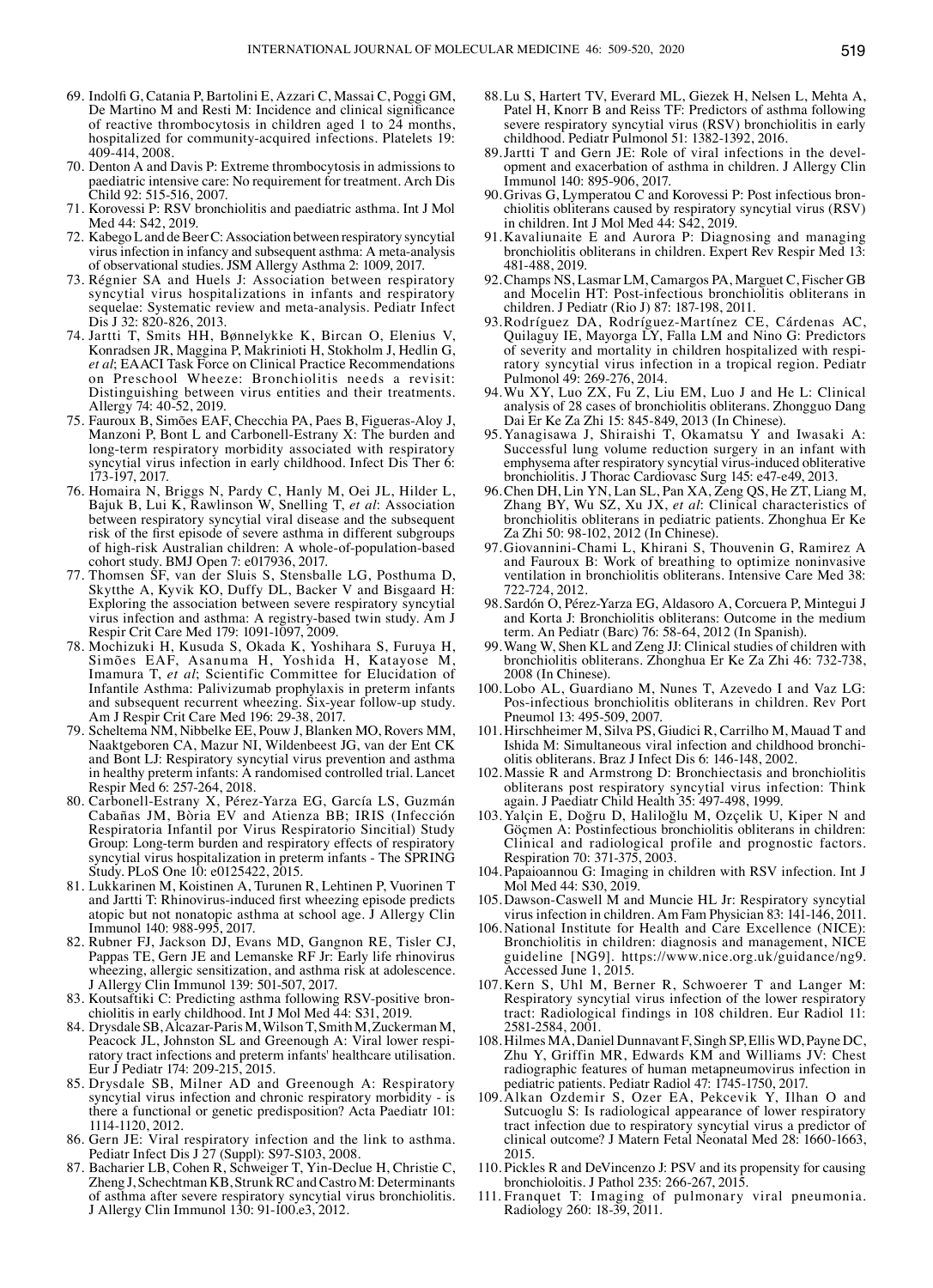69. Indolfi G, Catania P, Bartolini E, Azzari C, Massai C, Poggi GM, De Martino M and Resti M: Incidence and clinical significance of reactive thrombocytosis in children aged 1 to 24 months, hospitalized for community-acquired infections. Platelets 19: 409-414, 2008.
70. Denton A and Davis P: Extreme thrombocytosis in admissions to paediatric intensive care: No requirement for treatment. Arch Dis Child 92: 515-516, 2007.
71. Korovessi P: RSV bronchiolitis and paediatric asthma. Int J Mol Med 44: S42, 2019.
72. Kabego L and de Beer C: Association between respiratory syncytial virus infection in infancy and subsequent asthma: A meta-analysis of observational studies. JSM Allergy Asthma 2: 1009, 2017.
73. Régnier SA and Huels J: Association between respiratory syncytial virus hospitalizations in infants and respiratory sequelae: Systematic review and meta-analysis. Pediatr Infect Dis J 32: 820-826, 2013.
74. Jartti T, Smits HH, Bønnelykke K, Bircan O, Elenius V, Konradsen JR, Maggina P, Makrinioti H, Stokholm J, Hedlin G, *et al*; EAACI Task Force on Clinical Practice Recommendations on Preschool Wheeze: Bronchiolitis needs a revisit: Distinguishing between virus entities and their treatments. Allergy 74: 40-52, 2019.
75. Fauroux B, Simões EAF, Checchia PA, Paes B, Figueras-Aloy J, Manzoni P, Bont L and Carbonell-Estrany X: The burden and long-term respiratory morbidity associated with respiratory syncytial virus infection in early childhood. Infect Dis Ther 6: 173-197, 2017.
76. Homaira N, Briggs N, Pardy C, Hanly M, Oei JL, Hilder L, Bajuk B, Lui K, Rawlinson W, Snelling T, *et al*: Association between respiratory syncytial viral disease and the subsequent risk of the first episode of severe asthma in different subgroups of high-risk Australian children: A whole-of-population-based cohort study. BMJ Open 7: e017936, 2017.
77. Thomsen SF, van der Sluis S, Stensballe LG, Posthuma D, Skytthe A, Kyvik KO, Duffy DL, Backer V and Bisgaard H: Exploring the association between severe respiratory syncytial virus infection and asthma: A registry-based twin study. Am J Respir Crit Care Med 179: 1091-1097, 2009.
78. Mochizuki H, Kusuda S, Okada K, Yoshihara S, Furuya H, Simões EAF, Asanuma H, Yoshida H, Katayose M, Imamura T, *et al*; Scientific Committee for Elucidation of Infantile Asthma: Palivizumab prophylaxis in preterm infants and subsequent recurrent wheezing. Six-year follow-up study. Am J Respir Crit Care Med 196: 29-38, 2017.
79. Scheltema NM, Nibbelke EE, Pouw J, Blanken MO, Rovers MM, Naaktgeboren CA, Mazur NI, Wildenbeest JG, van der Ent CK and Bont LJ: Respiratory syncytial virus prevention and asthma in healthy preterm infants: A randomised controlled trial. Lancet Respir Med 6: 257-264, 2018.
80. Carbonell-Estrany X, Pérez-Yarza EG, García LS, Guzmán Cabañas JM, Bòria EV and Atienza BB; IRIS (Infección Respiratoria Infantil por Virus Respiratorio Sincitial) Study Group: Long-term burden and respiratory effects of respiratory syncytial virus hospitalization in preterm infants - The SPRING Study. PLoS One 10: e0125422, 2015.
81. Lukkarinen M, Koistinen A, Turunen R, Lehtinen P, Vuorinen T and Jartti T: Rhinovirus-induced first wheezing episode predicts atopic but not nonatopic asthma at school age. J Allergy Clin Immunol 140: 988-995, 2017.
82. Rubner FJ, Jackson DJ, Evans MD, Gangnon RE, Tisler CJ, Pappas TE, Gern JE and Lemanske RF Jr: Early life rhinovirus wheezing, allergic sensitization, and asthma risk at adolescence. J Allergy Clin Immunol 139: 501-507, 2017.
83. Koutsaftiki C: Predicting asthma following RSV-positive bronchiolitis in early childhood. Int J Mol Med 44: S31, 2019.
84. Drysdale SB, Alcazar-Paris M, Wilson T, Smith M, Zuckerman M, Peacock JL, Johnston SL and Greenough A: Viral lower respiratory tract infections and preterm infants' healthcare utilisation. Eur J Pediatr 174: 209-215, 2015.
85. Drysdale SB, Milner AD and Greenough A: Respiratory syncytial virus infection and chronic respiratory morbidity - is there a functional or genetic predisposition? Acta Paediatr 101: 1114-1120, 2012.
86. Gern JE: Viral respiratory infection and the link to asthma. Pediatr Infect Dis J 27 (Suppl): S97-S103, 2008.
87. Bacharier LB, Cohen R, Schweiger T, Yin-Declue H, Christie C, Zheng J, Schechtman KB, Strunk RC and Castro M: Determinants of asthma after severe respiratory syncytial virus bronchiolitis. J Allergy Clin Immunol 130: 91-100.e3, 2012.
88. Lu S, Hartert TV, Everard ML, Giezek H, Nelsen L, Mehta A, Patel H, Knorr B and Reiss TF: Predictors of asthma following severe respiratory syncytial virus (RSV) bronchiolitis in early childhood. Pediatr Pulmonol 51: 1382-1392, 2016.
89. Jartti T and Gern JE: Role of viral infections in the development and exacerbation of asthma in children. J Allergy Clin Immunol 140: 895-906, 2017.
90. Grivas G, Lymperatou C and Korovessi P: Post infectious bronchiolitis obliterans caused by respiratory syncytial virus (RSV) in children. Int J Mol Med 44: S42, 2019.
91. Kavaliunaite E and Aurora P: Diagnosing and managing bronchiolitis obliterans in children. Expert Rev Respir Med 13: 481-488, 2019.
92. Champs NS, Lasmar LM, Camargos PA, Marguet C, Fischer GB and Mocelin HT: Post-infectious bronchiolitis obliterans in children. J Pediatr (Rio J) 87: 187-198, 2011.
93. Rodríguez DA, Rodríguez-Martínez CE, Cárdenas AC, Quilaguy IE, Mayorga LY, Falla LM and Nino G: Predictors of severity and mortality in children hospitalized with respiratory syncytial virus infection in a tropical region. Pediatr Pulmonol 49: 269-276, 2014.
94. Wu XY, Luo ZX, Fu Z, Liu EM, Luo J and He L: Clinical analysis of 28 cases of bronchiolitis obliterans. Zhongguo Dang Dai Er Ke Za Zhi 15: 845-849, 2013 (In Chinese).
95. Yanagisawa J, Shiraishi T, Okamatsu Y and Iwasaki A: Successful lung volume reduction surgery in an infant with emphysema after respiratory syncytial virus-induced obliterative bronchiolitis. J Thorac Cardiovasc Surg 145: e47-e49, 2013.
96. Chen DH, Lin YN, Lan SL, Pan XA, Zeng QS, He ZT, Liang M, Zhang BY, Wu SZ, Xu JX, *et al*: Clinical characteristics of bronchiolitis obliterans in pediatric patients. Zhonghua Er Ke Za Zhi 50: 98-102, 2012 (In Chinese).
97. Giovannini-Chami L, Khirani S, Thouvenin G, Ramirez A and Fauroux B: Work of breathing to optimize noninvasive ventilation in bronchiolitis obliterans. Intensive Care Med 38: 722-724, 2012.
98. Sardón O, Pérez-Yarza EG, Aldasoro A, Corcuera P, Mintegui J and Korta J: Bronchiolitis obliterans: Outcome in the medium term. An Pediatr (Barc) 76: 58-64, 2012 (In Spanish).
99. Wang W, Shen KL and Zeng JJ: Clinical studies of children with bronchiolitis obliterans. Zhonghua Er Ke Za Zhi 46: 732-738, 2008 (In Chinese).
100. Lobo AL, Guardiano M, Nunes T, Azevedo I and Vaz LG: Pos-infectious bronchiolitis obliterans in children. Rev Port Pneumol 13: 495-509, 2007.
101. Hirschheimer M, Silva PS, Giudici R, Carrilho M, Mauad T and Ishida M: Simultaneous viral infection and childhood bronchiolitis obliterans. Braz J Infect Dis 6: 146-148, 2002.
102. Massie R and Armstrong D: Bronchiectasis and bronchiolitis obliterans post respiratory syncytial virus infection: Think again. J Paediatr Child Health 35: 497-498, 1999.
103. Yalçin E, Doğru D, Haliloğlu M, Ozçelik U, Kiper N and Göçmen A: Postinfectious bronchiolitis obliterans in children: Clinical and radiological profile and prognostic factors. Respiration 70: 371-375, 2003.
104. Papaioannou G: Imaging in children with RSV infection. Int J Mol Med 44: S30, 2019.
105. Dawson-Caswell M and Muncie HL Jr: Respiratory syncytial virus infection in children. Am Fam Physician 83: 141-146, 2011.
106. National Institute for Health and Care Excellence (NICE): Bronchiolitis in children: diagnosis and management, NICE guideline [NG9]. https://www.nice.org.uk/guidance/ng9. Accessed June 1, 2015.
107. Kern S, Uhl M, Berner R, Schwoerer T and Langer M: Respiratory syncytial virus infection of the lower respiratory tract: Radiological findings in 108 children. Eur Radiol 11: 2581-2584, 2001.
108. Hilmes MA, Daniel Dunnavant F, Singh SP, Ellis WD, Payne DC, Zhu Y, Griffin MR, Edwards KM and Williams JV: Chest radiographic features of human metapneumovirus infection in pediatric patients. Pediatr Radiol 47: 1745-1750, 2017.
109. Alkan Ozdemir S, Ozer EA, Pekcevik Y, Ilhan O and Sutcuoglu S: Is radiological appearance of lower respiratory tract infection due to respiratory syncytial virus a predictor of clinical outcome? J Matern Fetal Neonatal Med 28: 1660-1663, 2015.
110. Pickles R and DeVincenzo J: PSV and its propensity for causing bronchiolitis. J Pathol 235: 266-267, 2015.
111. Franquet T: Imaging of pulmonary viral pneumonia. Radiology 260: 18-39, 2011.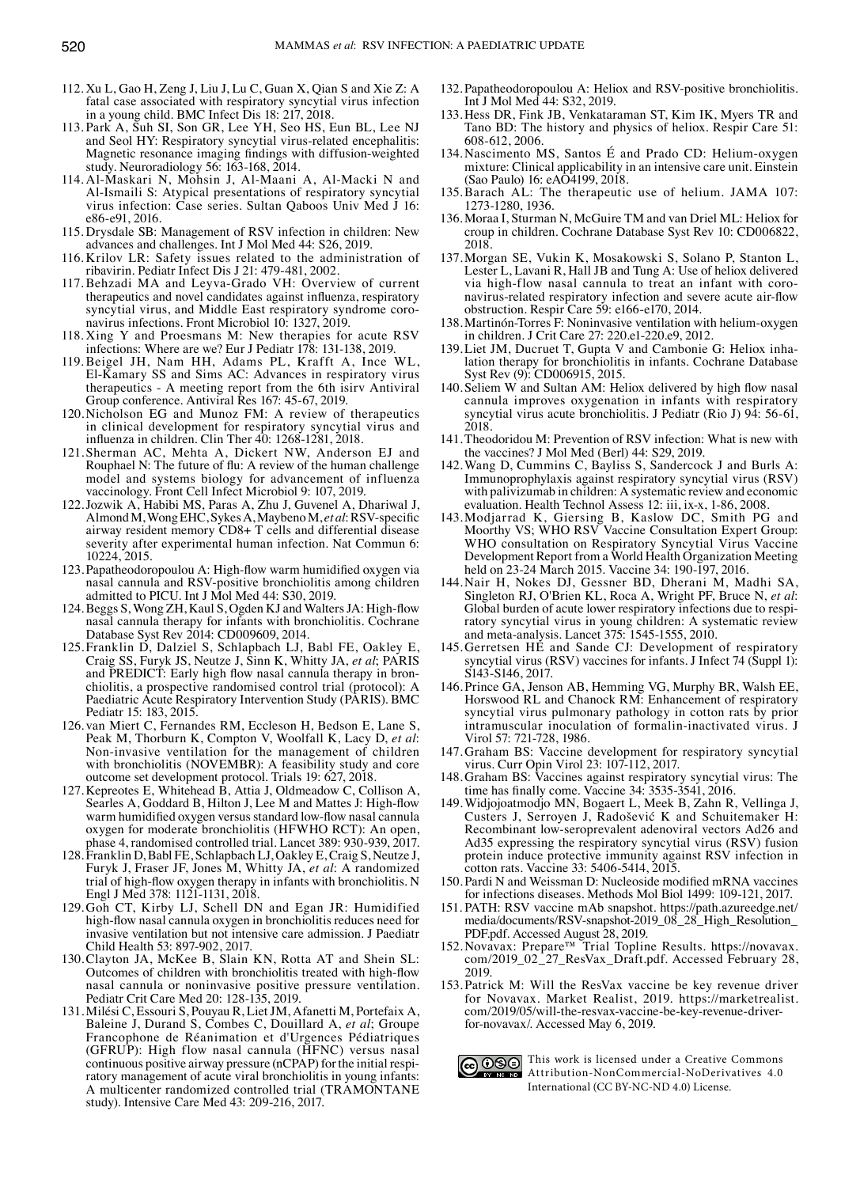112. Xu L, Gao H, Zeng J, Liu J, Lu C, Guan X, Qian S and Xie Z: A fatal case associated with respiratory syncytial virus infection in a young child. BMC Infect Dis 18: 217, 2018.
113. Park A, Suh SI, Son GR, Lee YH, Seo HS, Eun BL, Lee NJ and Seol HY: Respiratory syncytial virus-related encephalitis: Magnetic resonance imaging findings with diffusion-weighted study. Neuroradiology 56: 163-168, 2014.
114. Al-Maskari N, Mohsin J, Al-Maani A, Al-Macki N and Al-Ismaili S: Atypical presentations of respiratory syncytial virus infection: Case series. Sultan Qaboos Univ Med J 16: e86-e91, 2016.
115. Drysdale SB: Management of RSV infection in children: New advances and challenges. Int J Mol Med 44: S26, 2019.
116. Krilov LR: Safety issues related to the administration of ribavirin. Pediatr Infect Dis J 21: 479-481, 2002.
117. Behzadi MA and Leyva-Grado VH: Overview of current therapeutics and novel candidates against influenza, respiratory syncytial virus, and Middle East respiratory syndrome coronavirus infections. Front Microbiol 10: 1327, 2019.
118. Xing Y and Proesmans M: New therapies for acute RSV infections: Where are we? Eur J Pediatr 178: 131-138, 2019.
119. Beigel JH, Nam HH, Adams PL, Krafft A, Ince WL, El-Kamary SS and Sims AC: Advances in respiratory virus therapeutics - A meeting report from the 6th isirv Antiviral Group conference. Antiviral Res 167: 45-67, 2019.
120. Nicholson EG and Munoz FM: A review of therapeutics in clinical development for respiratory syncytial virus and influenza in children. Clin Ther 40: 1268-1281, 2018.
121. Sherman AC, Mehta A, Dickert NW, Anderson EJ and Rouphael N: The future of flu: A review of the human challenge model and systems biology for advancement of influenza vaccinology. Front Cell Infect Microbiol 9: 107, 2019.
122. Jozwik A, Habibi MS, Paras A, Zhu J, Guvenel A, Dhariwal J, Almond M, Wong EHC, Sykes A, Maybeno M, *et al*: RSV-specific airway resident memory CD8+ T cells and differential disease severity after experimental human infection. Nat Commun 6: 10224, 2015.
123. Papatheodoropoulou A: High-flow warm humidified oxygen via nasal cannula and RSV-positive bronchiolitis among children admitted to PICU. Int J Mol Med 44: S30, 2019.
124. Beggs S, Wong ZH, Kaul S, Ogden KJ and Walters JA: High-flow nasal cannula therapy for infants with bronchiolitis. Cochrane Database Syst Rev 2014: CD009609, 2014.
125. Franklin D, Dalziel S, Schlapbach LJ, Babl FE, Oakley E, Craig SS, Furyk JS, Neutze J, Sinn K, Whitty JA, *et al*; PARIS and PREDICT: Early high flow nasal cannula therapy in bronchiolitis, a prospective randomised control trial (protocol): A Paediatric Acute Respiratory Intervention Study (PARIS). BMC Pediatr 15: 183, 2015.
126. van Miert C, Fernandes RM, Eccleson H, Bedson E, Lane S, Peak M, Thorburn K, Compton V, Woolfall K, Lacy D, *et al*: Non-invasive ventilation for the management of children with bronchiolitis (NOVEMBR): A feasibility study and core outcome set development protocol. Trials 19: 627, 2018.
127. Kepreotes E, Whitehead B, Attia J, Oldmeadow C, Collison A, Searles A, Goddard B, Hilton J, Lee M and Mattes J: High-flow warm humidified oxygen versus standard low-flow nasal cannula oxygen for moderate bronchiolitis (HFWHO RCT): An open, phase 4, randomised controlled trial. Lancet 389: 930-939, 2017.
128. Franklin D, Babl FE, Schlapbach LJ, Oakley E, Craig S, Neutze J, Furyk J, Fraser JF, Jones M, Whitty JA, *et al*: A randomized trial of high-flow oxygen therapy in infants with bronchiolitis. N Engl J Med 378: 1121-1131, 2018.
129. Goh CT, Kirby LJ, Schell DN and Egan JR: Humidified high-flow nasal cannula oxygen in bronchiolitis reduces need for invasive ventilation but not intensive care admission. J Paediatr Child Health 53: 897-902, 2017.
130. Clayton JA, McKee B, Slain KN, Rotta AT and Shein SL: Outcomes of children with bronchiolitis treated with high-flow nasal cannula or noninvasive positive pressure ventilation. Pediatr Crit Care Med 20: 128-135, 2019.
131. Milési C, Essouri S, Pouyau R, Liet JM, Afanetti M, Portefaix A, Baleine J, Durand S, Combes C, Douillard A, *et al*; Groupe Francophone de Réanimation et d'Urgences Pédiatriques (GFRUP): High flow nasal cannula (HFNC) versus nasal continuous positive airway pressure (nCPAP) for the initial respiratory management of acute viral bronchiolitis in young infants: A multicenter randomized controlled trial (TRAMONTANE study). Intensive Care Med 43: 209-216, 2017.
132. Papatheodoropoulou A: Heliox and RSV-positive bronchiolitis. Int J Mol Med 44: S32, 2019.
133. Hess DR, Fink JB, Venkataraman ST, Kim IK, Myers TR and Tano BD: The history and physics of heliox. Respir Care 51: 608-612, 2006.
134. Nascimento MS, Santos É and Prado CD: Helium-oxygen mixture: Clinical applicability in an intensive care unit. Einstein (Sao Paulo) 16: eAO4199, 2018.
135. Barach AL: The therapeutic use of helium. JAMA 107: 1273-1280, 1936.
136. Moraa I, Sturman N, McGuire TM and van Driel ML: Heliox for croup in children. Cochrane Database Syst Rev 10: CD006822, 2018.
137. Morgan SE, Vukin K, Mosakowski S, Solano P, Stanton L, Lester L, Lavani R, Hall JB and Tung A: Use of heliox delivered via high-flow nasal cannula to treat an infant with coronavirus-related respiratory infection and severe acute air-flow obstruction. Respir Care 59: e166-e170, 2014.
138. Martinón-Torres F: Noninvasive ventilation with helium-oxygen in children. J Crit Care 27: 220.e1-220.e9, 2012.
139. Liet JM, Ducruet T, Gupta V and Cambonie G: Heliox inhalation therapy for bronchiolitis in infants. Cochrane Database Syst Rev (9): CD006915, 2015.
140. Seliem W and Sultan AM: Heliox delivered by high flow nasal cannula improves oxygenation in infants with respiratory syncytial virus acute bronchiolitis. J Pediatr (Rio J) 94: 56-61, 2018.
141. Theodoridou M: Prevention of RSV infection: What is new with the vaccines? J Mol Med (Berl) 44: S29, 2019.
142. Wang D, Cummins C, Bayliss S, Sandercock J and Burls A: Immunoprophylaxis against respiratory syncytial virus (RSV) with palivizumab in children: A systematic review and economic evaluation. Health Technol Assess 12: iii, ix-x, 1-86, 2008.
143. Modjarrad K, Giersing B, Kaslow DC, Smith PG and Moorthy VS; WHO RSV Vaccine Consultation Expert Group: WHO consultation on Respiratory Syncytial Virus Vaccine Development Report from a World Health Organization Meeting held on 23-24 March 2015. Vaccine 34: 190-197, 2016.
144. Nair H, Nokes DJ, Gessner BD, Dherani M, Madhi SA, Singleton RJ, O'Brien KL, Roca A, Wright PF, Bruce N, *et al*: Global burden of acute lower respiratory infections due to respiratory syncytial virus in young children: A systematic review and meta-analysis. Lancet 375: 1545-1555, 2010.
145. Gerretsen HE and Sande CJ: Development of respiratory syncytial virus (RSV) vaccines for infants. J Infect 74 (Suppl 1): S143-S146, 2017.
146. Prince GA, Jenson AB, Hemming VG, Murphy BR, Walsh EE, Horswood RL and Chanock RM: Enhancement of respiratory syncytial virus pulmonary pathology in cotton rats by prior intramuscular inoculation of formalin-inactivated virus. J Virol 57: 721-728, 1986.
147. Graham BS: Vaccine development for respiratory syncytial virus. Curr Opin Virol 23: 107-112, 2017.
148. Graham BS: Vaccines against respiratory syncytial virus: The time has finally come. Vaccine 34: 3535-3541, 2016.
149. Widjojoatmodjo MN, Bogaert L, Meek B, Zahn R, Vellinga J, Custers J, Serroyen J, Radošević K and Schuitemaker H: Recombinant low-seroprevalent adenoviral vectors Ad26 and Ad35 expressing the respiratory syncytial virus (RSV) fusion protein induce protective immunity against RSV infection in cotton rats. Vaccine 33: 5406-5414, 2015.
150. Pardi N and Weissman D: Nucleoside modified mRNA vaccines for infectious diseases. Methods Mol Biol 1499: 109-121, 2017.
151. PATH: RSV vaccine mAb snapshot. https://path.azureedge.net/media/documents/RSV-snapshot-2019_08_28_High_Resolution_PDF.pdf. Accessed August 28, 2019.
152. Novavax: Prepare™ Trial Topline Results. https://novavax.com/2019_02_27_ResVax_Draft.pdf. Accessed February 28, 2019.
153. Patrick M: Will the ResVax vaccine be key revenue driver for Novavax. Market Realist, 2019. https://marketrealist.com/2019/05/will-the-resvax-vaccine-be-key-revenue-driver-for-novavax/. Accessed May 6, 2019.

This work is licensed under a Creative Commons Attribution-NonCommercial-NoDerivatives 4.0 International (CC BY-NC-ND 4.0) License.